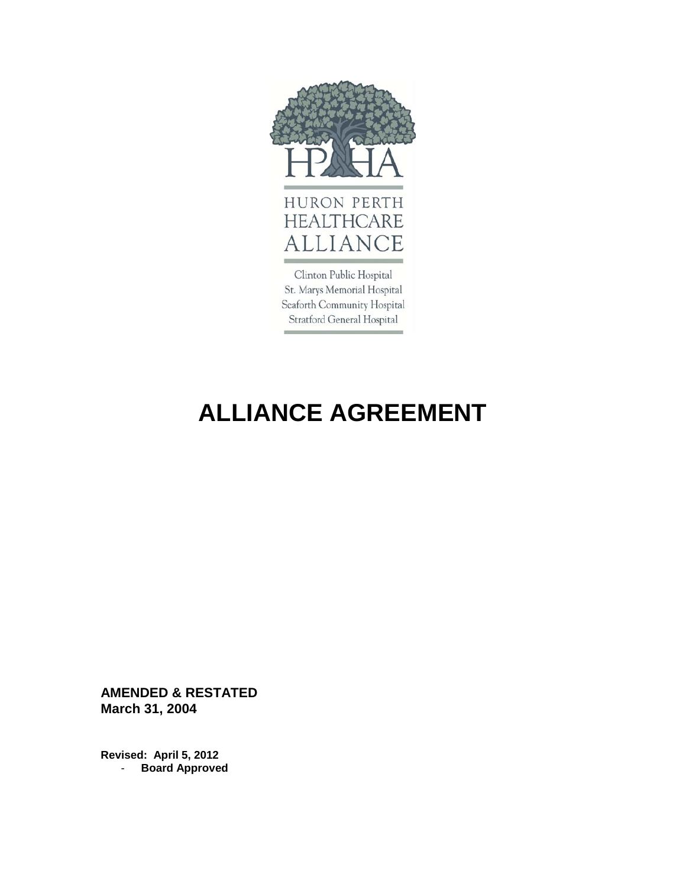HURON PERTH HEALTHCARE ALLIANCE

Clinton Public Hospital
St. Marys Memorial Hospital
Seaforth Community Hospital
Stratford General Hospital

# ALLIANCE AGREEMENT

**AMENDED & RESTATED**
**March 31, 2004**

**Revised: April 5, 2012**
- **Board Approved**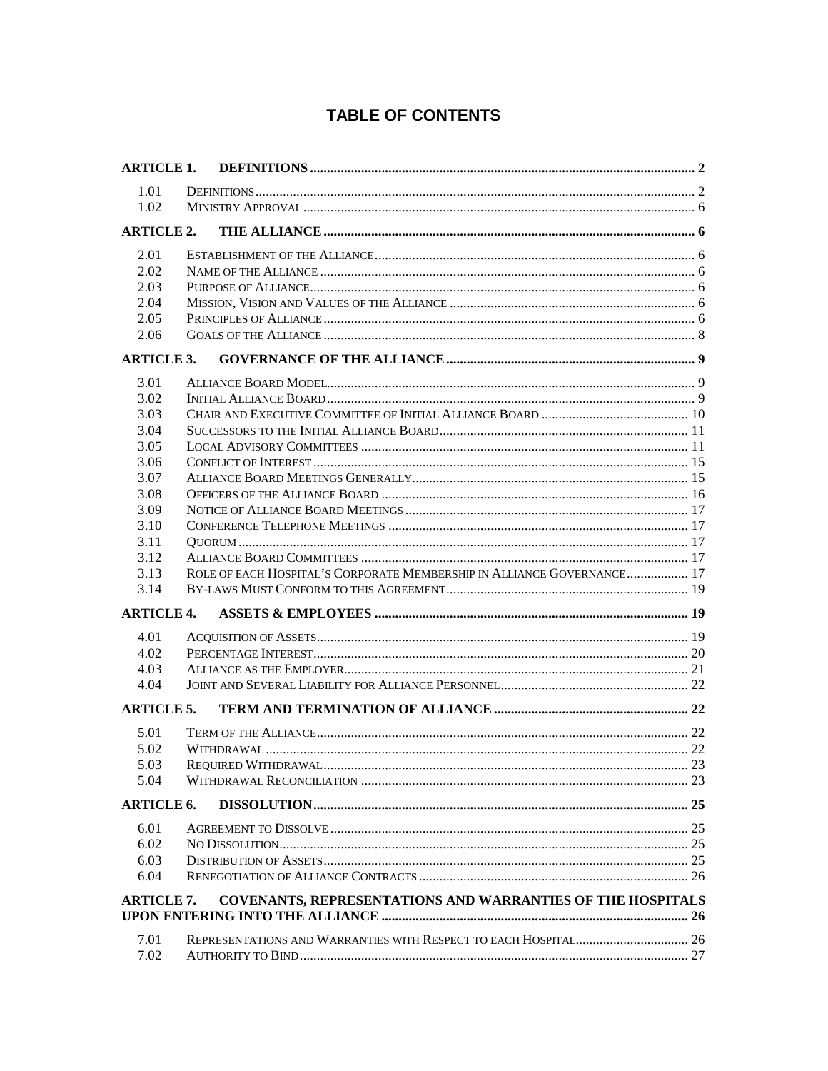# TABLE OF CONTENTS

| | | |
|---|---|---|
| **ARTICLE 1.** | **DEFINITIONS** | **2** |
| 1.01 | DEFINITIONS | 2 |
| 1.02 | MINISTRY APPROVAL | 6 |
| **ARTICLE 2.** | **THE ALLIANCE** | **6** |
| 2.01 | ESTABLISHMENT OF THE ALLIANCE | 6 |
| 2.02 | NAME OF THE ALLIANCE | 6 |
| 2.03 | PURPOSE OF ALLIANCE | 6 |
| 2.04 | MISSION, VISION AND VALUES OF THE ALLIANCE | 6 |
| 2.05 | PRINCIPLES OF ALLIANCE | 6 |
| 2.06 | GOALS OF THE ALLIANCE | 8 |
| **ARTICLE 3.** | **GOVERNANCE OF THE ALLIANCE** | **9** |
| 3.01 | ALLIANCE BOARD MODEL | 9 |
| 3.02 | INITIAL ALLIANCE BOARD | 9 |
| 3.03 | CHAIR AND EXECUTIVE COMMITTEE OF INITIAL ALLIANCE BOARD | 10 |
| 3.04 | SUCCESSORS TO THE INITIAL ALLIANCE BOARD | 11 |
| 3.05 | LOCAL ADVISORY COMMITTEES | 11 |
| 3.06 | CONFLICT OF INTEREST | 15 |
| 3.07 | ALLIANCE BOARD MEETINGS GENERALLY | 15 |
| 3.08 | OFFICERS OF THE ALLIANCE BOARD | 16 |
| 3.09 | NOTICE OF ALLIANCE BOARD MEETINGS | 17 |
| 3.10 | CONFERENCE TELEPHONE MEETINGS | 17 |
| 3.11 | QUORUM | 17 |
| 3.12 | ALLIANCE BOARD COMMITTEES | 17 |
| 3.13 | ROLE OF EACH HOSPITAL'S CORPORATE MEMBERSHIP IN ALLIANCE GOVERNANCE | 17 |
| 3.14 | BY-LAWS MUST CONFORM TO THIS AGREEMENT | 19 |
| **ARTICLE 4.** | **ASSETS & EMPLOYEES** | **19** |
| 4.01 | ACQUISITION OF ASSETS | 19 |
| 4.02 | PERCENTAGE INTEREST | 20 |
| 4.03 | ALLIANCE AS THE EMPLOYER | 21 |
| 4.04 | JOINT AND SEVERAL LIABILITY FOR ALLIANCE PERSONNEL | 22 |
| **ARTICLE 5.** | **TERM AND TERMINATION OF ALLIANCE** | **22** |
| 5.01 | TERM OF THE ALLIANCE | 22 |
| 5.02 | WITHDRAWAL | 22 |
| 5.03 | REQUIRED WITHDRAWAL | 23 |
| 5.04 | WITHDRAWAL RECONCILIATION | 23 |
| **ARTICLE 6.** | **DISSOLUTION** | **25** |
| 6.01 | AGREEMENT TO DISSOLVE | 25 |
| 6.02 | NO DISSOLUTION | 25 |
| 6.03 | DISTRIBUTION OF ASSETS | 25 |
| 6.04 | RENEGOTIATION OF ALLIANCE CONTRACTS | 26 |
| **ARTICLE 7.** | **COVENANTS, REPRESENTATIONS AND WARRANTIES OF THE HOSPITALS UPON ENTERING INTO THE ALLIANCE** | **26** |
| 7.01 | REPRESENTATIONS AND WARRANTIES WITH RESPECT TO EACH HOSPITAL | 26 |
| 7.02 | AUTHORITY TO BIND | 27 |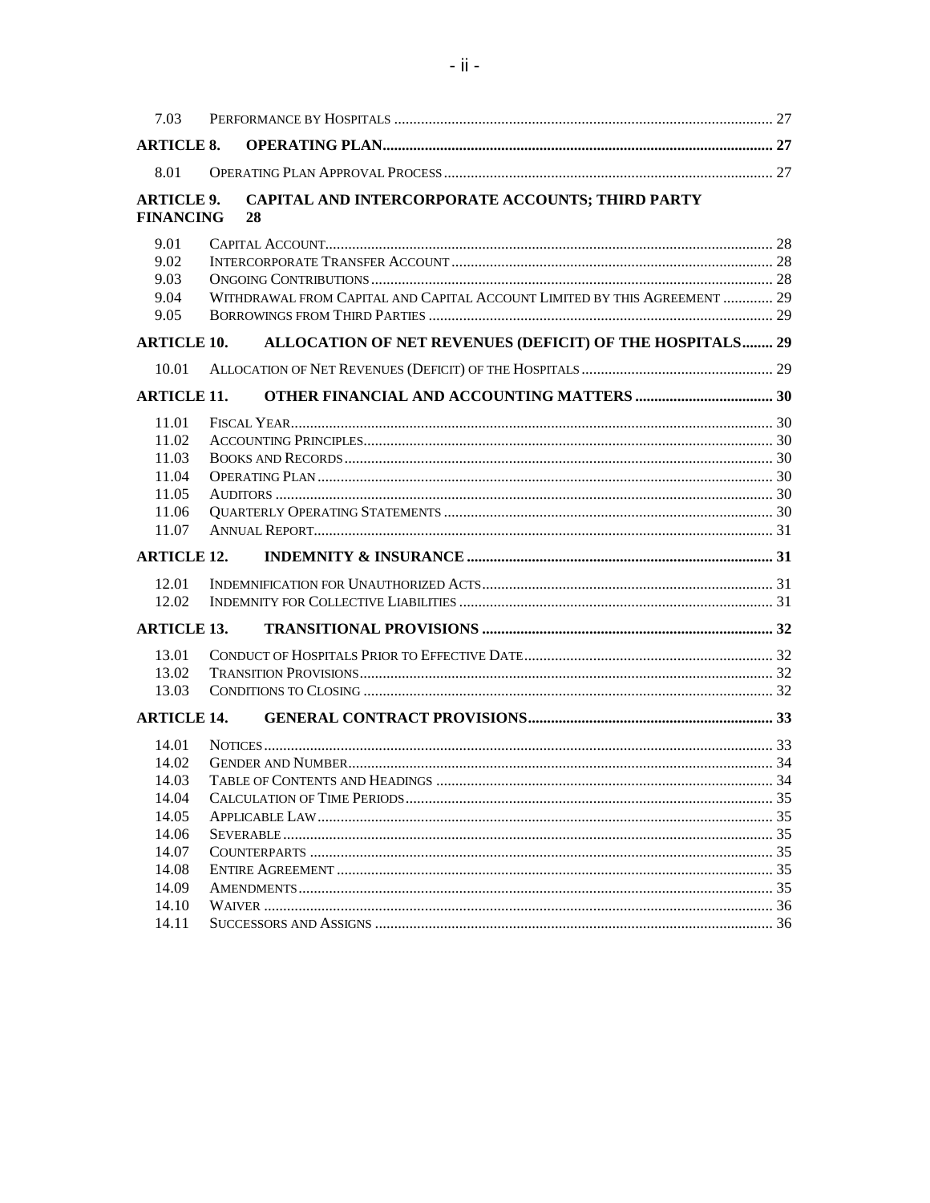| | | |
|---|---|---|
| 7.03 | PERFORMANCE BY HOSPITALS | 27 |
| **ARTICLE 8.** | **OPERATING PLAN** | **27** |
| 8.01 | OPERATING PLAN APPROVAL PROCESS | 27 |
| **ARTICLE 9.** | **CAPITAL AND INTERCORPORATE ACCOUNTS; THIRD PARTY FINANCING** | **28** |
| 9.01 | CAPITAL ACCOUNT | 28 |
| 9.02 | INTERCORPORATE TRANSFER ACCOUNT | 28 |
| 9.03 | ONGOING CONTRIBUTIONS | 28 |
| 9.04 | WITHDRAWAL FROM CAPITAL AND CAPITAL ACCOUNT LIMITED BY THIS AGREEMENT | 29 |
| 9.05 | BORROWINGS FROM THIRD PARTIES | 29 |
| **ARTICLE 10.** | **ALLOCATION OF NET REVENUES (DEFICIT) OF THE HOSPITALS** | **29** |
| 10.01 | ALLOCATION OF NET REVENUES (DEFICIT) OF THE HOSPITALS | 29 |
| **ARTICLE 11.** | **OTHER FINANCIAL AND ACCOUNTING MATTERS** | **30** |
| 11.01 | FISCAL YEAR | 30 |
| 11.02 | ACCOUNTING PRINCIPLES | 30 |
| 11.03 | BOOKS AND RECORDS | 30 |
| 11.04 | OPERATING PLAN | 30 |
| 11.05 | AUDITORS | 30 |
| 11.06 | QUARTERLY OPERATING STATEMENTS | 30 |
| 11.07 | ANNUAL REPORT | 31 |
| **ARTICLE 12.** | **INDEMNITY & INSURANCE** | **31** |
| 12.01 | INDEMNIFICATION FOR UNAUTHORIZED ACTS | 31 |
| 12.02 | INDEMNITY FOR COLLECTIVE LIABILITIES | 31 |
| **ARTICLE 13.** | **TRANSITIONAL PROVISIONS** | **32** |
| 13.01 | CONDUCT OF HOSPITALS PRIOR TO EFFECTIVE DATE | 32 |
| 13.02 | TRANSITION PROVISIONS | 32 |
| 13.03 | CONDITIONS TO CLOSING | 32 |
| **ARTICLE 14.** | **GENERAL CONTRACT PROVISIONS** | **33** |
| 14.01 | NOTICES | 33 |
| 14.02 | GENDER AND NUMBER | 34 |
| 14.03 | TABLE OF CONTENTS AND HEADINGS | 34 |
| 14.04 | CALCULATION OF TIME PERIODS | 35 |
| 14.05 | APPLICABLE LAW | 35 |
| 14.06 | SEVERABLE | 35 |
| 14.07 | COUNTERPARTS | 35 |
| 14.08 | ENTIRE AGREEMENT | 35 |
| 14.09 | AMENDMENTS | 35 |
| 14.10 | WAIVER | 36 |
| 14.11 | SUCCESSORS AND ASSIGNS | 36 |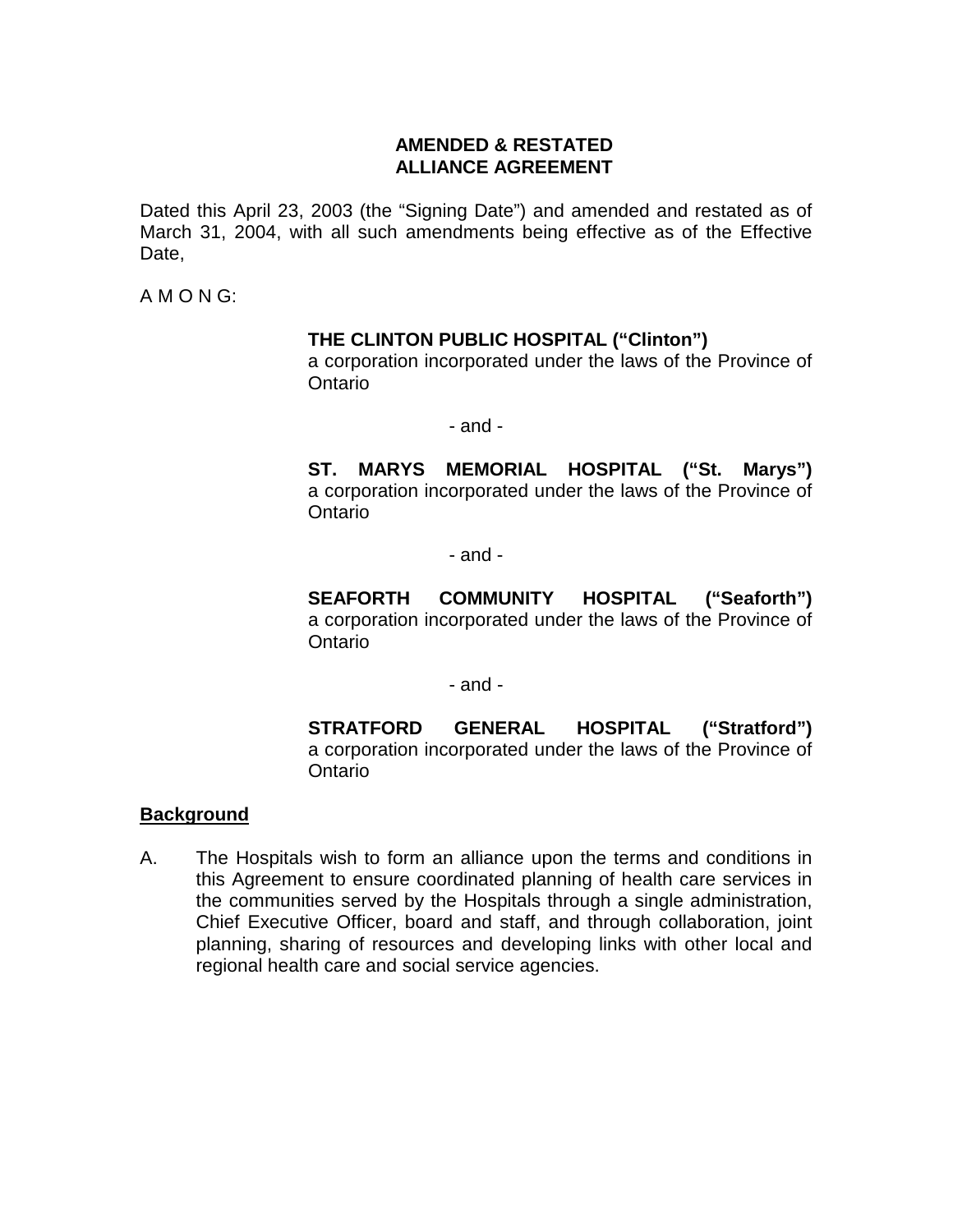**AMENDED & RESTATED**
**ALLIANCE AGREEMENT**

Dated this April 23, 2003 (the "Signing Date") and amended and restated as of March 31, 2004, with all such amendments being effective as of the Effective Date,

A M O N G:

**THE CLINTON PUBLIC HOSPITAL ("Clinton")**
a corporation incorporated under the laws of the Province of Ontario

- and -

**ST. MARYS MEMORIAL HOSPITAL ("St. Marys")**
a corporation incorporated under the laws of the Province of Ontario

- and -

**SEAFORTH COMMUNITY HOSPITAL ("Seaforth")**
a corporation incorporated under the laws of the Province of Ontario

- and -

**STRATFORD GENERAL HOSPITAL ("Stratford")**
a corporation incorporated under the laws of the Province of Ontario

**Background**

A. The Hospitals wish to form an alliance upon the terms and conditions in this Agreement to ensure coordinated planning of health care services in the communities served by the Hospitals through a single administration, Chief Executive Officer, board and staff, and through collaboration, joint planning, sharing of resources and developing links with other local and regional health care and social service agencies.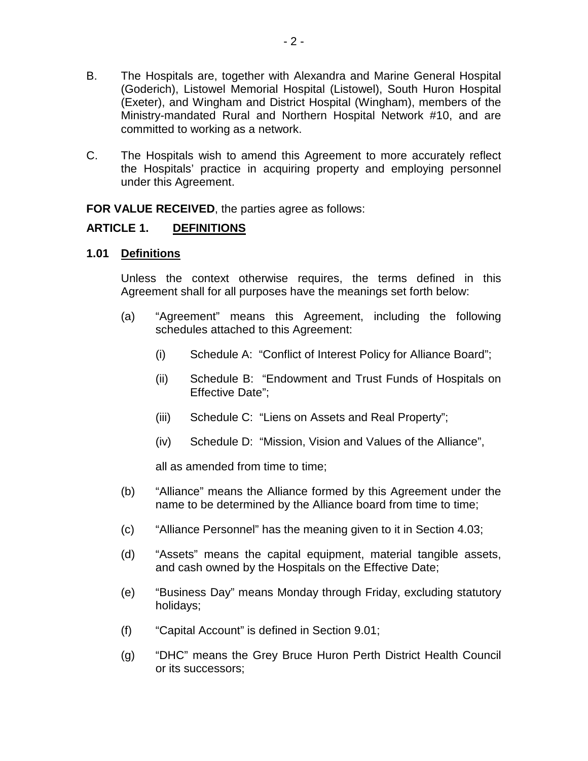B. The Hospitals are, together with Alexandra and Marine General Hospital (Goderich), Listowel Memorial Hospital (Listowel), South Huron Hospital (Exeter), and Wingham and District Hospital (Wingham), members of the Ministry-mandated Rural and Northern Hospital Network #10, and are committed to working as a network.

C. The Hospitals wish to amend this Agreement to more accurately reflect the Hospitals' practice in acquiring property and employing personnel under this Agreement.

**FOR VALUE RECEIVED**, the parties agree as follows:

## ARTICLE 1. DEFINITIONS

### 1.01 Definitions

Unless the context otherwise requires, the terms defined in this Agreement shall for all purposes have the meanings set forth below:

(a) "Agreement" means this Agreement, including the following schedules attached to this Agreement:

(i) Schedule A: "Conflict of Interest Policy for Alliance Board";

(ii) Schedule B: "Endowment and Trust Funds of Hospitals on Effective Date";

(iii) Schedule C: "Liens on Assets and Real Property";

(iv) Schedule D: "Mission, Vision and Values of the Alliance",

all as amended from time to time;

(b) "Alliance" means the Alliance formed by this Agreement under the name to be determined by the Alliance board from time to time;

(c) "Alliance Personnel" has the meaning given to it in Section 4.03;

(d) "Assets" means the capital equipment, material tangible assets, and cash owned by the Hospitals on the Effective Date;

(e) "Business Day" means Monday through Friday, excluding statutory holidays;

(f) "Capital Account" is defined in Section 9.01;

(g) "DHC" means the Grey Bruce Huron Perth District Health Council or its successors;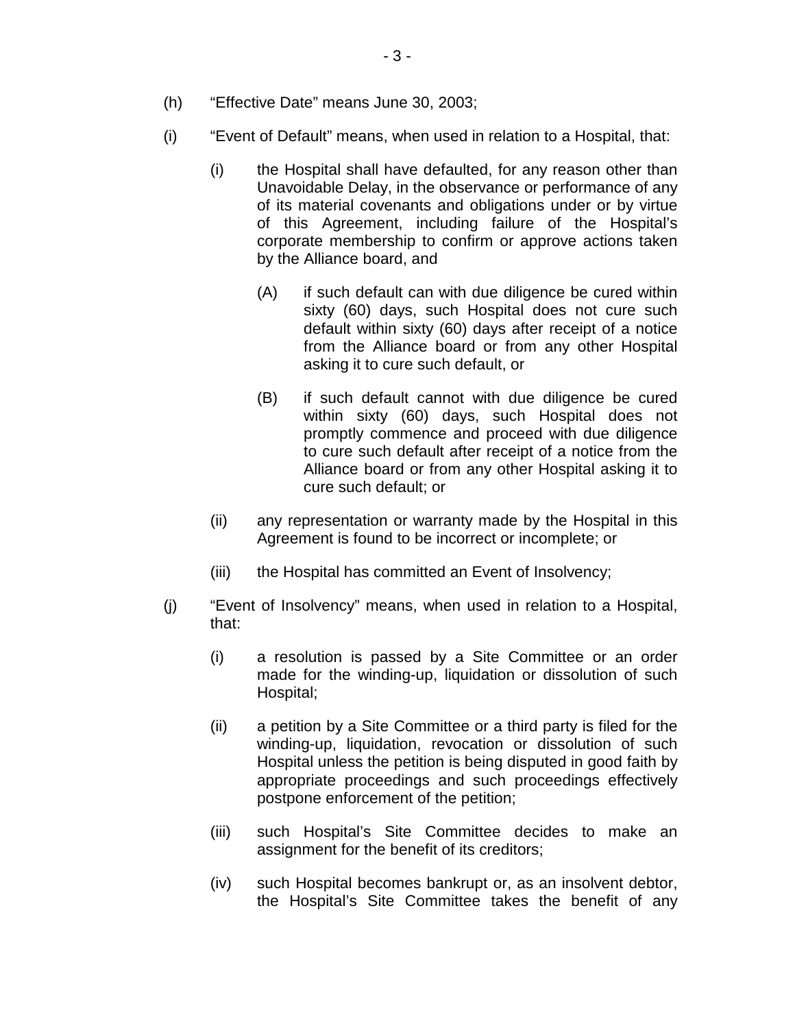(h) "Effective Date" means June 30, 2003;

(i) "Event of Default" means, when used in relation to a Hospital, that:

   (i) the Hospital shall have defaulted, for any reason other than Unavoidable Delay, in the observance or performance of any of its material covenants and obligations under or by virtue of this Agreement, including failure of the Hospital's corporate membership to confirm or approve actions taken by the Alliance board, and

      (A) if such default can with due diligence be cured within sixty (60) days, such Hospital does not cure such default within sixty (60) days after receipt of a notice from the Alliance board or from any other Hospital asking it to cure such default, or

      (B) if such default cannot with due diligence be cured within sixty (60) days, such Hospital does not promptly commence and proceed with due diligence to cure such default after receipt of a notice from the Alliance board or from any other Hospital asking it to cure such default; or

   (ii) any representation or warranty made by the Hospital in this Agreement is found to be incorrect or incomplete; or

   (iii) the Hospital has committed an Event of Insolvency;

(j) "Event of Insolvency" means, when used in relation to a Hospital, that:

   (i) a resolution is passed by a Site Committee or an order made for the winding-up, liquidation or dissolution of such Hospital;

   (ii) a petition by a Site Committee or a third party is filed for the winding-up, liquidation, revocation or dissolution of such Hospital unless the petition is being disputed in good faith by appropriate proceedings and such proceedings effectively postpone enforcement of the petition;

   (iii) such Hospital's Site Committee decides to make an assignment for the benefit of its creditors;

   (iv) such Hospital becomes bankrupt or, as an insolvent debtor, the Hospital's Site Committee takes the benefit of any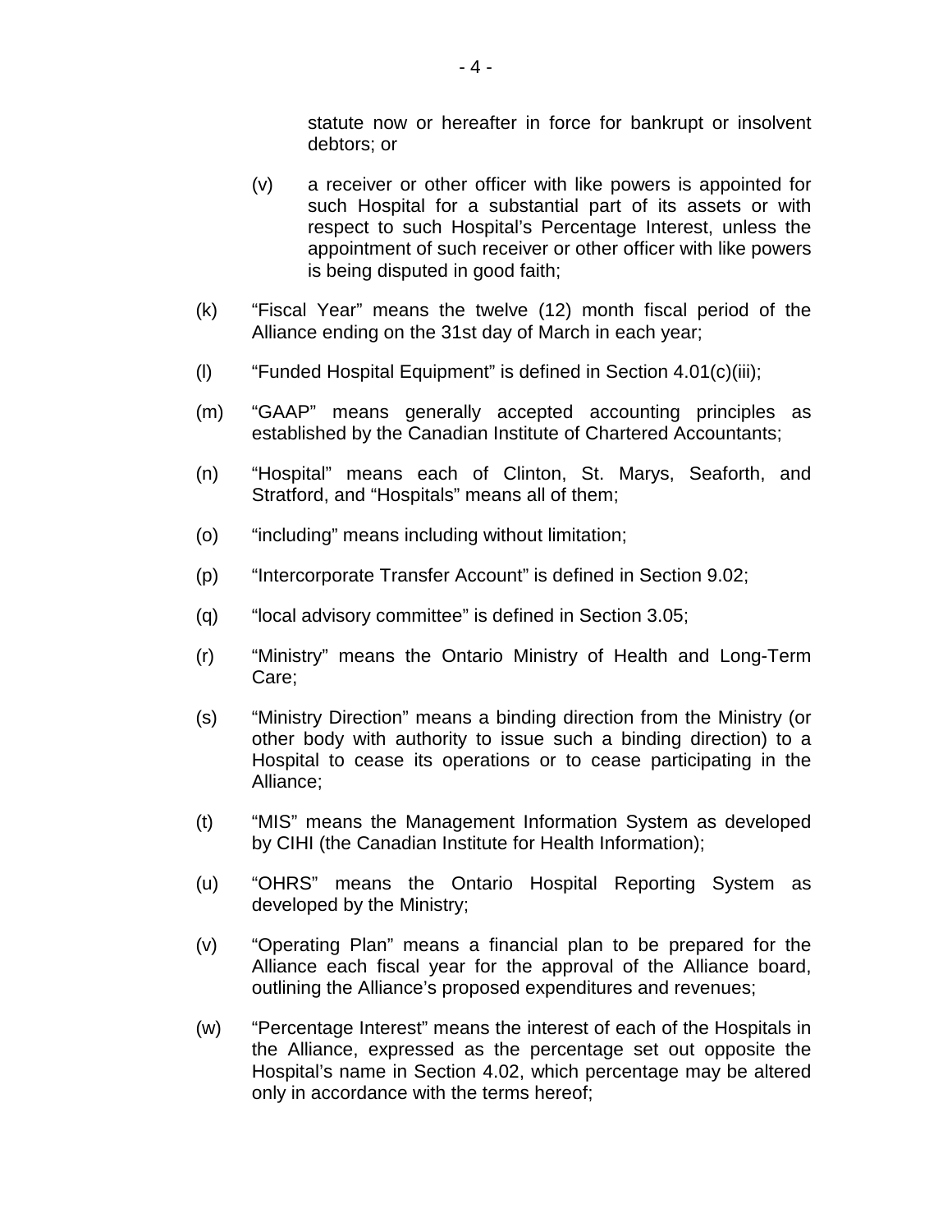statute now or hereafter in force for bankrupt or insolvent debtors; or

(v) a receiver or other officer with like powers is appointed for such Hospital for a substantial part of its assets or with respect to such Hospital's Percentage Interest, unless the appointment of such receiver or other officer with like powers is being disputed in good faith;

(k) "Fiscal Year" means the twelve (12) month fiscal period of the Alliance ending on the 31st day of March in each year;

(l) "Funded Hospital Equipment" is defined in Section 4.01(c)(iii);

(m) "GAAP" means generally accepted accounting principles as established by the Canadian Institute of Chartered Accountants;

(n) "Hospital" means each of Clinton, St. Marys, Seaforth, and Stratford, and "Hospitals" means all of them;

(o) "including" means including without limitation;

(p) "Intercorporate Transfer Account" is defined in Section 9.02;

(q) "local advisory committee" is defined in Section 3.05;

(r) "Ministry" means the Ontario Ministry of Health and Long-Term Care;

(s) "Ministry Direction" means a binding direction from the Ministry (or other body with authority to issue such a binding direction) to a Hospital to cease its operations or to cease participating in the Alliance;

(t) "MIS" means the Management Information System as developed by CIHI (the Canadian Institute for Health Information);

(u) "OHRS" means the Ontario Hospital Reporting System as developed by the Ministry;

(v) "Operating Plan" means a financial plan to be prepared for the Alliance each fiscal year for the approval of the Alliance board, outlining the Alliance's proposed expenditures and revenues;

(w) "Percentage Interest" means the interest of each of the Hospitals in the Alliance, expressed as the percentage set out opposite the Hospital's name in Section 4.02, which percentage may be altered only in accordance with the terms hereof;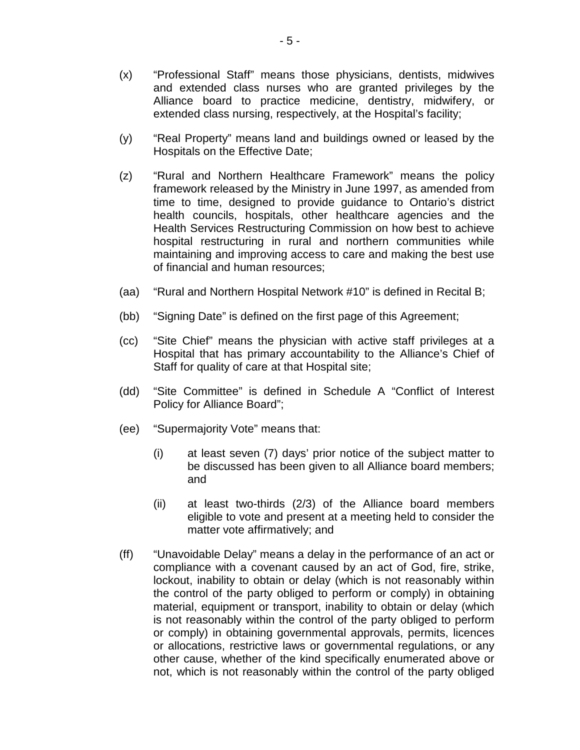(x) "Professional Staff" means those physicians, dentists, midwives and extended class nurses who are granted privileges by the Alliance board to practice medicine, dentistry, midwifery, or extended class nursing, respectively, at the Hospital's facility;

(y) "Real Property" means land and buildings owned or leased by the Hospitals on the Effective Date;

(z) "Rural and Northern Healthcare Framework" means the policy framework released by the Ministry in June 1997, as amended from time to time, designed to provide guidance to Ontario's district health councils, hospitals, other healthcare agencies and the Health Services Restructuring Commission on how best to achieve hospital restructuring in rural and northern communities while maintaining and improving access to care and making the best use of financial and human resources;

(aa) "Rural and Northern Hospital Network #10" is defined in Recital B;

(bb) "Signing Date" is defined on the first page of this Agreement;

(cc) "Site Chief" means the physician with active staff privileges at a Hospital that has primary accountability to the Alliance's Chief of Staff for quality of care at that Hospital site;

(dd) "Site Committee" is defined in Schedule A "Conflict of Interest Policy for Alliance Board";

(ee) "Supermajority Vote" means that:

  (i) at least seven (7) days' prior notice of the subject matter to be discussed has been given to all Alliance board members; and

  (ii) at least two-thirds (2/3) of the Alliance board members eligible to vote and present at a meeting held to consider the matter vote affirmatively; and

(ff) "Unavoidable Delay" means a delay in the performance of an act or compliance with a covenant caused by an act of God, fire, strike, lockout, inability to obtain or delay (which is not reasonably within the control of the party obliged to perform or comply) in obtaining material, equipment or transport, inability to obtain or delay (which is not reasonably within the control of the party obliged to perform or comply) in obtaining governmental approvals, permits, licences or allocations, restrictive laws or governmental regulations, or any other cause, whether of the kind specifically enumerated above or not, which is not reasonably within the control of the party obliged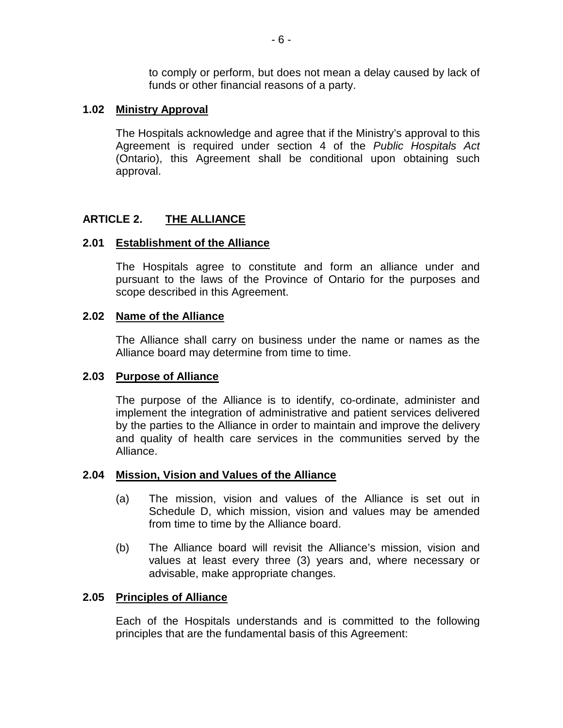to comply or perform, but does not mean a delay caused by lack of funds or other financial reasons of a party.

### 1.02 Ministry Approval

The Hospitals acknowledge and agree that if the Ministry's approval to this Agreement is required under section 4 of the *Public Hospitals Act* (Ontario), this Agreement shall be conditional upon obtaining such approval.

## ARTICLE 2. THE ALLIANCE

### 2.01 Establishment of the Alliance

The Hospitals agree to constitute and form an alliance under and pursuant to the laws of the Province of Ontario for the purposes and scope described in this Agreement.

### 2.02 Name of the Alliance

The Alliance shall carry on business under the name or names as the Alliance board may determine from time to time.

### 2.03 Purpose of Alliance

The purpose of the Alliance is to identify, co-ordinate, administer and implement the integration of administrative and patient services delivered by the parties to the Alliance in order to maintain and improve the delivery and quality of health care services in the communities served by the Alliance.

### 2.04 Mission, Vision and Values of the Alliance

(a) The mission, vision and values of the Alliance is set out in Schedule D, which mission, vision and values may be amended from time to time by the Alliance board.

(b) The Alliance board will revisit the Alliance's mission, vision and values at least every three (3) years and, where necessary or advisable, make appropriate changes.

### 2.05 Principles of Alliance

Each of the Hospitals understands and is committed to the following principles that are the fundamental basis of this Agreement: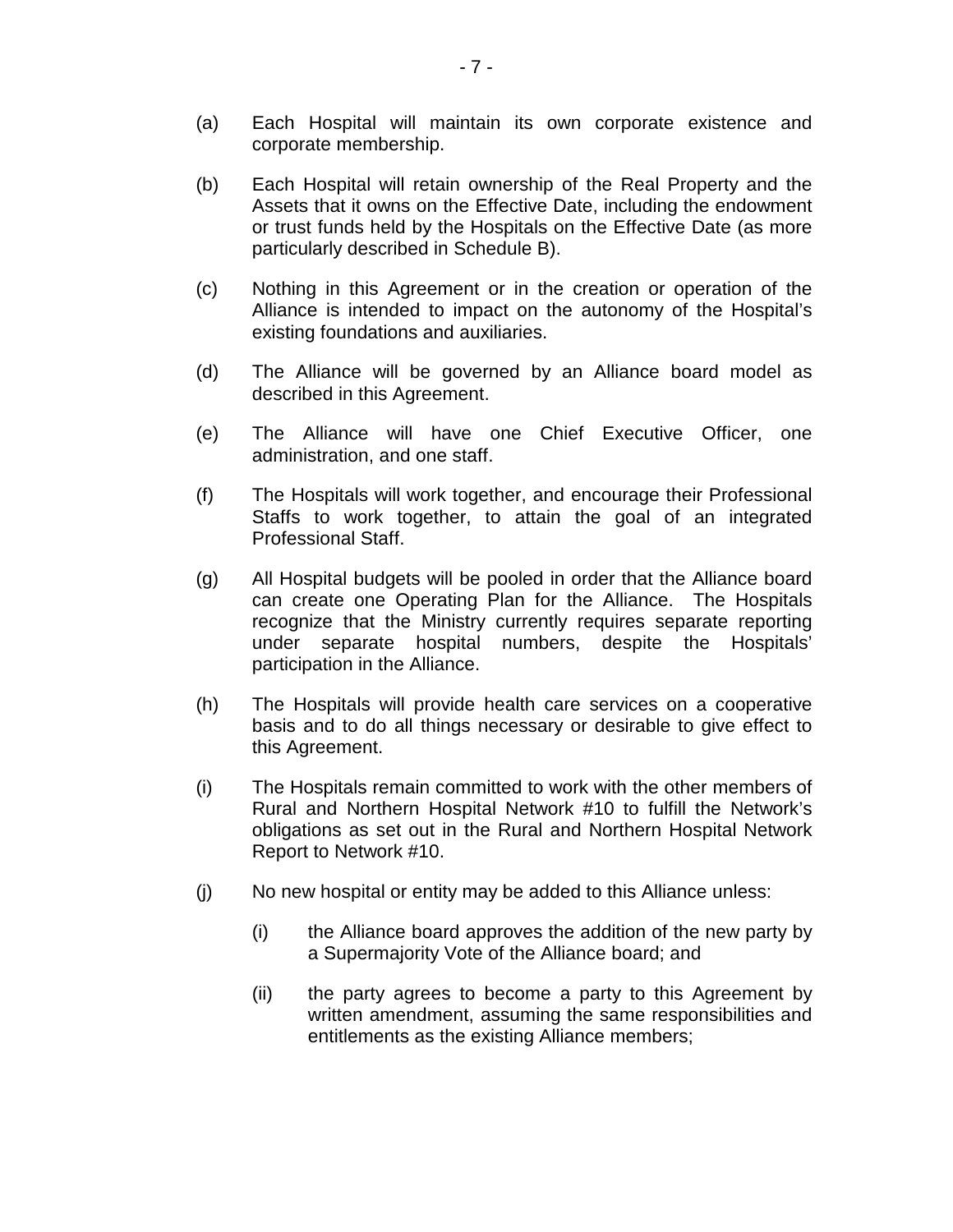(a) Each Hospital will maintain its own corporate existence and corporate membership.

(b) Each Hospital will retain ownership of the Real Property and the Assets that it owns on the Effective Date, including the endowment or trust funds held by the Hospitals on the Effective Date (as more particularly described in Schedule B).

(c) Nothing in this Agreement or in the creation or operation of the Alliance is intended to impact on the autonomy of the Hospital's existing foundations and auxiliaries.

(d) The Alliance will be governed by an Alliance board model as described in this Agreement.

(e) The Alliance will have one Chief Executive Officer, one administration, and one staff.

(f) The Hospitals will work together, and encourage their Professional Staffs to work together, to attain the goal of an integrated Professional Staff.

(g) All Hospital budgets will be pooled in order that the Alliance board can create one Operating Plan for the Alliance. The Hospitals recognize that the Ministry currently requires separate reporting under separate hospital numbers, despite the Hospitals' participation in the Alliance.

(h) The Hospitals will provide health care services on a cooperative basis and to do all things necessary or desirable to give effect to this Agreement.

(i) The Hospitals remain committed to work with the other members of Rural and Northern Hospital Network #10 to fulfill the Network's obligations as set out in the Rural and Northern Hospital Network Report to Network #10.

(j) No new hospital or entity may be added to this Alliance unless:

   (i) the Alliance board approves the addition of the new party by a Supermajority Vote of the Alliance board; and

   (ii) the party agrees to become a party to this Agreement by written amendment, assuming the same responsibilities and entitlements as the existing Alliance members;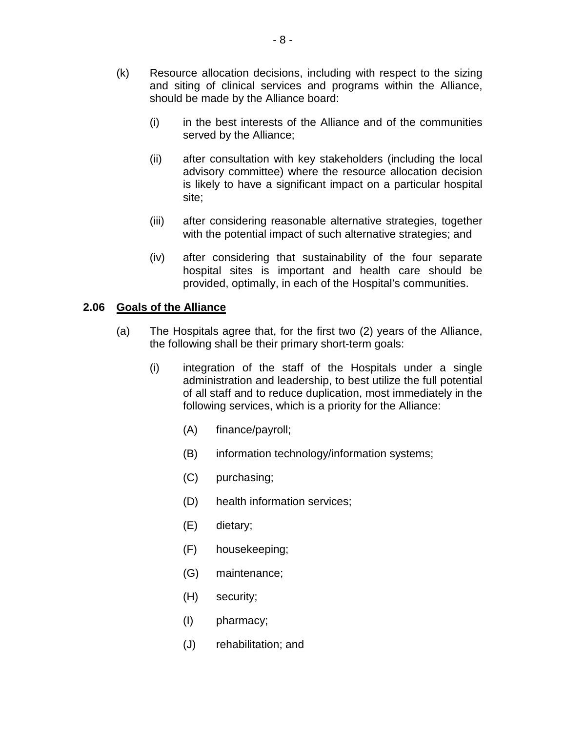(k) Resource allocation decisions, including with respect to the sizing and siting of clinical services and programs within the Alliance, should be made by the Alliance board:

  (i) in the best interests of the Alliance and of the communities served by the Alliance;

  (ii) after consultation with key stakeholders (including the local advisory committee) where the resource allocation decision is likely to have a significant impact on a particular hospital site;

  (iii) after considering reasonable alternative strategies, together with the potential impact of such alternative strategies; and

  (iv) after considering that sustainability of the four separate hospital sites is important and health care should be provided, optimally, in each of the Hospital's communities.

**2.06 <u>Goals of the Alliance</u>**

(a) The Hospitals agree that, for the first two (2) years of the Alliance, the following shall be their primary short-term goals:

  (i) integration of the staff of the Hospitals under a single administration and leadership, to best utilize the full potential of all staff and to reduce duplication, most immediately in the following services, which is a priority for the Alliance:

    (A) finance/payroll;

    (B) information technology/information systems;

    (C) purchasing;

    (D) health information services;

    (E) dietary;

    (F) housekeeping;

    (G) maintenance;

    (H) security;

    (I) pharmacy;

    (J) rehabilitation; and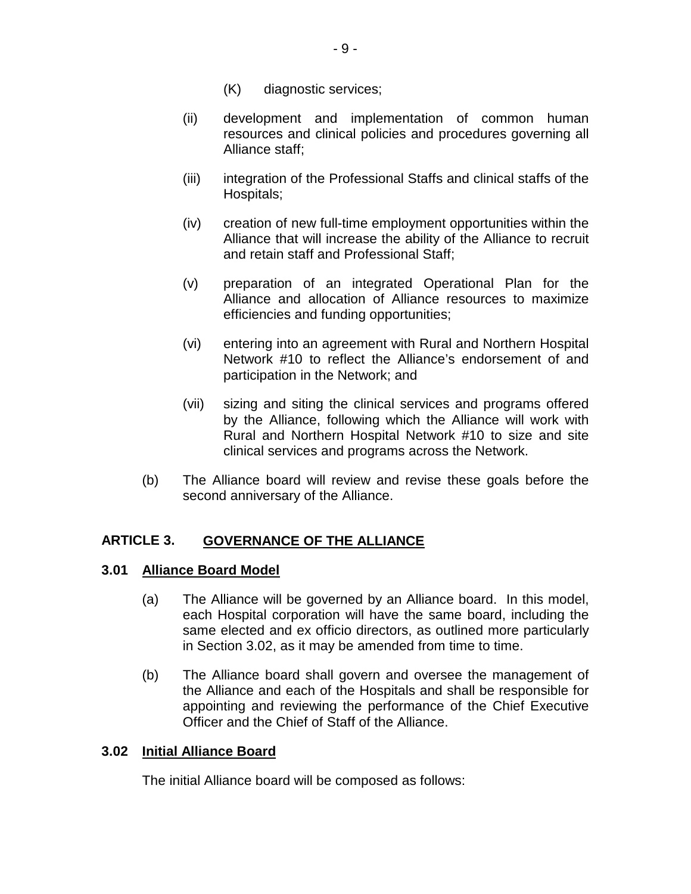(K) diagnostic services;

(ii) development and implementation of common human resources and clinical policies and procedures governing all Alliance staff;

(iii) integration of the Professional Staffs and clinical staffs of the Hospitals;

(iv) creation of new full-time employment opportunities within the Alliance that will increase the ability of the Alliance to recruit and retain staff and Professional Staff;

(v) preparation of an integrated Operational Plan for the Alliance and allocation of Alliance resources to maximize efficiencies and funding opportunities;

(vi) entering into an agreement with Rural and Northern Hospital Network #10 to reflect the Alliance's endorsement of and participation in the Network; and

(vii) sizing and siting the clinical services and programs offered by the Alliance, following which the Alliance will work with Rural and Northern Hospital Network #10 to size and site clinical services and programs across the Network.

(b) The Alliance board will review and revise these goals before the second anniversary of the Alliance.

## ARTICLE 3. GOVERNANCE OF THE ALLIANCE

### 3.01 Alliance Board Model

(a) The Alliance will be governed by an Alliance board. In this model, each Hospital corporation will have the same board, including the same elected and ex officio directors, as outlined more particularly in Section 3.02, as it may be amended from time to time.

(b) The Alliance board shall govern and oversee the management of the Alliance and each of the Hospitals and shall be responsible for appointing and reviewing the performance of the Chief Executive Officer and the Chief of Staff of the Alliance.

### 3.02 Initial Alliance Board

The initial Alliance board will be composed as follows: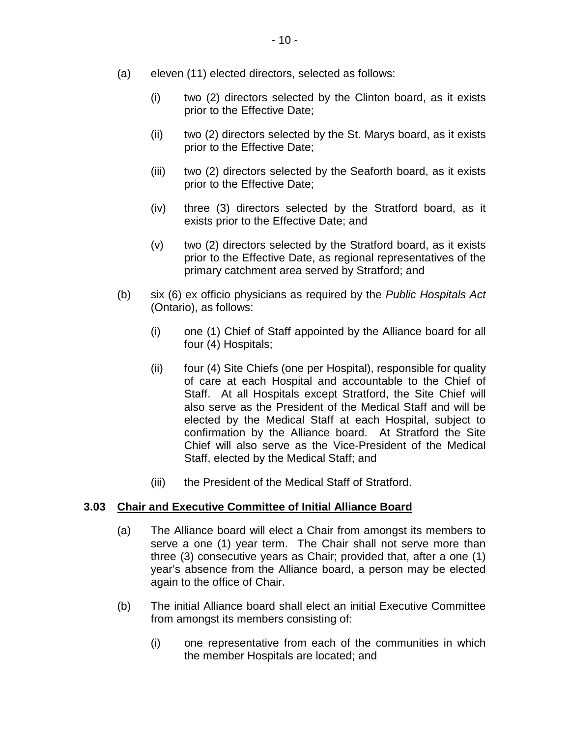(a) eleven (11) elected directors, selected as follows:

  (i) two (2) directors selected by the Clinton board, as it exists prior to the Effective Date;

  (ii) two (2) directors selected by the St. Marys board, as it exists prior to the Effective Date;

  (iii) two (2) directors selected by the Seaforth board, as it exists prior to the Effective Date;

  (iv) three (3) directors selected by the Stratford board, as it exists prior to the Effective Date; and

  (v) two (2) directors selected by the Stratford board, as it exists prior to the Effective Date, as regional representatives of the primary catchment area served by Stratford; and

(b) six (6) ex officio physicians as required by the *Public Hospitals Act* (Ontario), as follows:

  (i) one (1) Chief of Staff appointed by the Alliance board for all four (4) Hospitals;

  (ii) four (4) Site Chiefs (one per Hospital), responsible for quality of care at each Hospital and accountable to the Chief of Staff. At all Hospitals except Stratford, the Site Chief will also serve as the President of the Medical Staff and will be elected by the Medical Staff at each Hospital, subject to confirmation by the Alliance board. At Stratford the Site Chief will also serve as the Vice-President of the Medical Staff, elected by the Medical Staff; and

  (iii) the President of the Medical Staff of Stratford.

### 3.03 <u>Chair and Executive Committee of Initial Alliance Board</u>

(a) The Alliance board will elect a Chair from amongst its members to serve a one (1) year term. The Chair shall not serve more than three (3) consecutive years as Chair; provided that, after a one (1) year's absence from the Alliance board, a person may be elected again to the office of Chair.

(b) The initial Alliance board shall elect an initial Executive Committee from amongst its members consisting of:

  (i) one representative from each of the communities in which the member Hospitals are located; and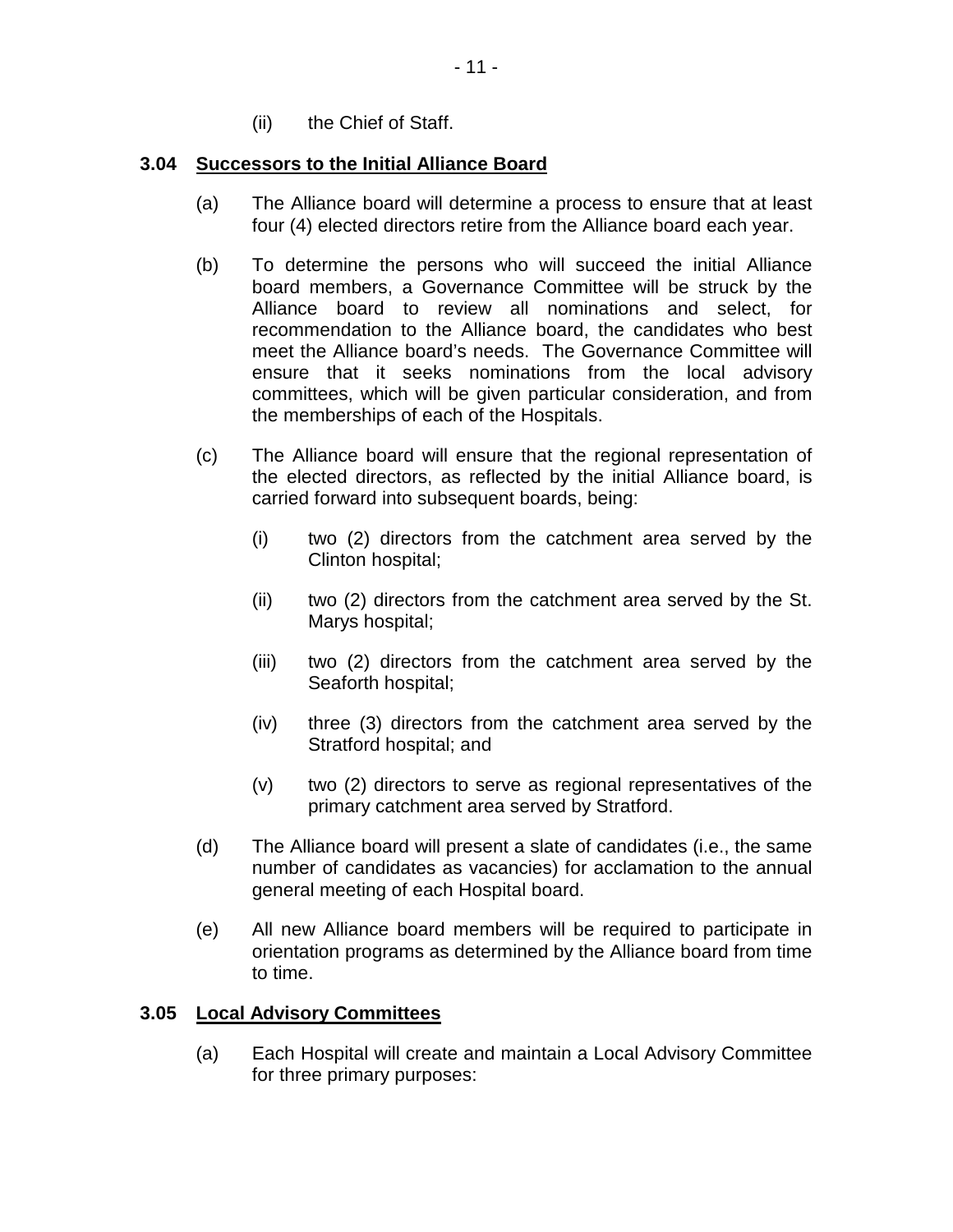(ii) the Chief of Staff.

### 3.04 Successors to the Initial Alliance Board

(a) The Alliance board will determine a process to ensure that at least four (4) elected directors retire from the Alliance board each year.

(b) To determine the persons who will succeed the initial Alliance board members, a Governance Committee will be struck by the Alliance board to review all nominations and select, for recommendation to the Alliance board, the candidates who best meet the Alliance board's needs. The Governance Committee will ensure that it seeks nominations from the local advisory committees, which will be given particular consideration, and from the memberships of each of the Hospitals.

(c) The Alliance board will ensure that the regional representation of the elected directors, as reflected by the initial Alliance board, is carried forward into subsequent boards, being:

(i) two (2) directors from the catchment area served by the Clinton hospital;

(ii) two (2) directors from the catchment area served by the St. Marys hospital;

(iii) two (2) directors from the catchment area served by the Seaforth hospital;

(iv) three (3) directors from the catchment area served by the Stratford hospital; and

(v) two (2) directors to serve as regional representatives of the primary catchment area served by Stratford.

(d) The Alliance board will present a slate of candidates (i.e., the same number of candidates as vacancies) for acclamation to the annual general meeting of each Hospital board.

(e) All new Alliance board members will be required to participate in orientation programs as determined by the Alliance board from time to time.

### 3.05 Local Advisory Committees

(a) Each Hospital will create and maintain a Local Advisory Committee for three primary purposes: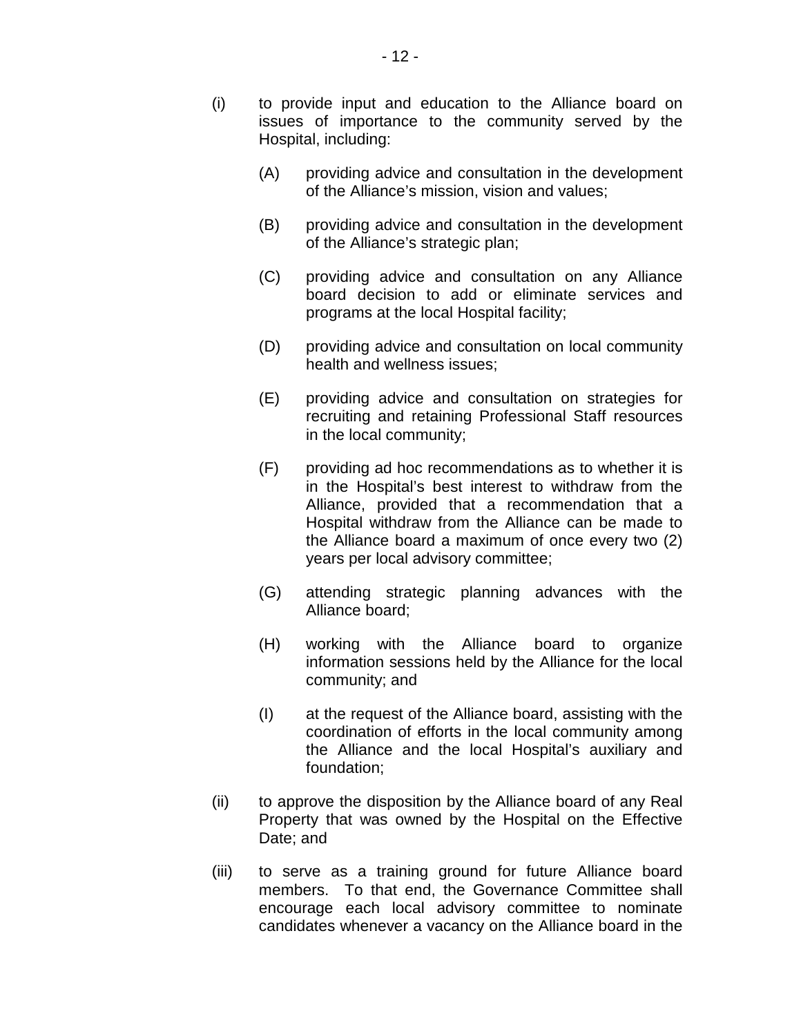(i) to provide input and education to the Alliance board on issues of importance to the community served by the Hospital, including:

  (A) providing advice and consultation in the development of the Alliance's mission, vision and values;

  (B) providing advice and consultation in the development of the Alliance's strategic plan;

  (C) providing advice and consultation on any Alliance board decision to add or eliminate services and programs at the local Hospital facility;

  (D) providing advice and consultation on local community health and wellness issues;

  (E) providing advice and consultation on strategies for recruiting and retaining Professional Staff resources in the local community;

  (F) providing ad hoc recommendations as to whether it is in the Hospital's best interest to withdraw from the Alliance, provided that a recommendation that a Hospital withdraw from the Alliance can be made to the Alliance board a maximum of once every two (2) years per local advisory committee;

  (G) attending strategic planning advances with the Alliance board;

  (H) working with the Alliance board to organize information sessions held by the Alliance for the local community; and

  (I) at the request of the Alliance board, assisting with the coordination of efforts in the local community among the Alliance and the local Hospital's auxiliary and foundation;

(ii) to approve the disposition by the Alliance board of any Real Property that was owned by the Hospital on the Effective Date; and

(iii) to serve as a training ground for future Alliance board members. To that end, the Governance Committee shall encourage each local advisory committee to nominate candidates whenever a vacancy on the Alliance board in the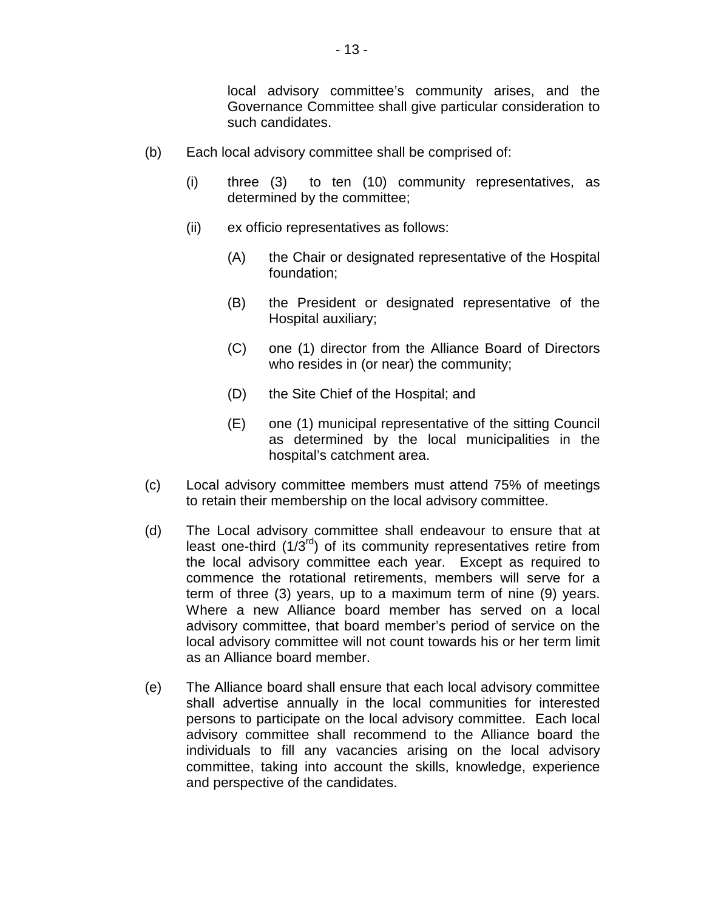local advisory committee's community arises, and the Governance Committee shall give particular consideration to such candidates.

(b) Each local advisory committee shall be comprised of:

(i) three (3) to ten (10) community representatives, as determined by the committee;

(ii) ex officio representatives as follows:

(A) the Chair or designated representative of the Hospital foundation;

(B) the President or designated representative of the Hospital auxiliary;

(C) one (1) director from the Alliance Board of Directors who resides in (or near) the community;

(D) the Site Chief of the Hospital; and

(E) one (1) municipal representative of the sitting Council as determined by the local municipalities in the hospital's catchment area.

(c) Local advisory committee members must attend 75% of meetings to retain their membership on the local advisory committee.

(d) The Local advisory committee shall endeavour to ensure that at least one-third ($1/3^{rd}$) of its community representatives retire from the local advisory committee each year. Except as required to commence the rotational retirements, members will serve for a term of three (3) years, up to a maximum term of nine (9) years. Where a new Alliance board member has served on a local advisory committee, that board member's period of service on the local advisory committee will not count towards his or her term limit as an Alliance board member.

(e) The Alliance board shall ensure that each local advisory committee shall advertise annually in the local communities for interested persons to participate on the local advisory committee. Each local advisory committee shall recommend to the Alliance board the individuals to fill any vacancies arising on the local advisory committee, taking into account the skills, knowledge, experience and perspective of the candidates.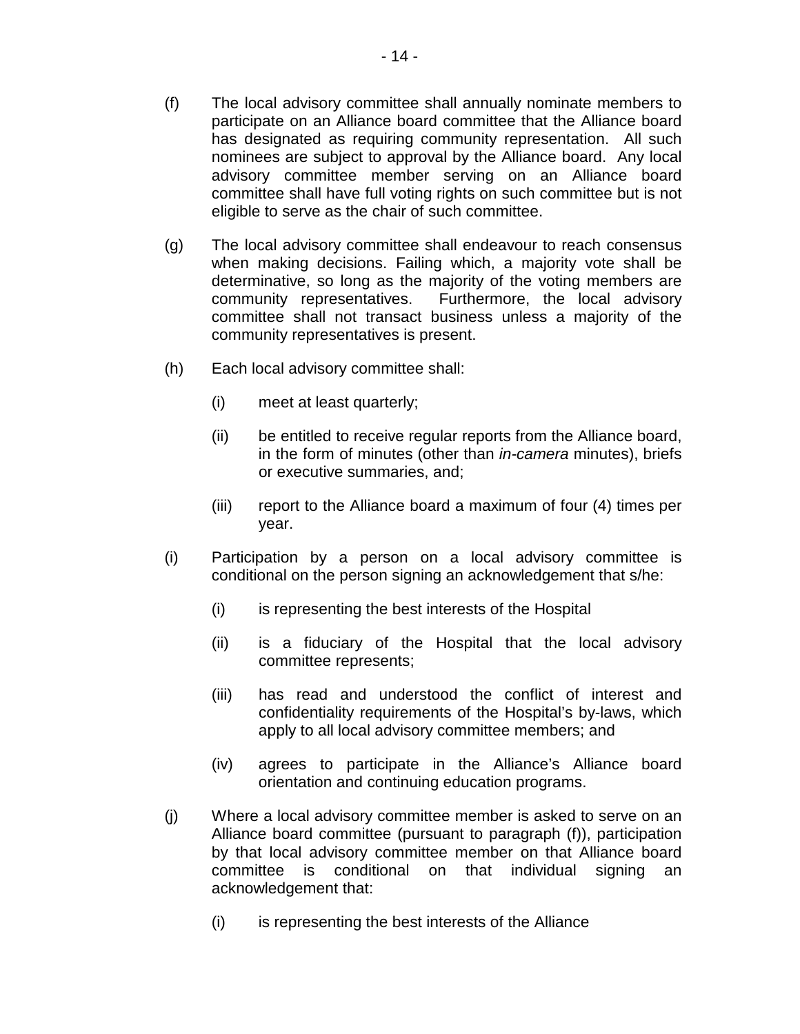(f) The local advisory committee shall annually nominate members to participate on an Alliance board committee that the Alliance board has designated as requiring community representation. All such nominees are subject to approval by the Alliance board. Any local advisory committee member serving on an Alliance board committee shall have full voting rights on such committee but is not eligible to serve as the chair of such committee.

(g) The local advisory committee shall endeavour to reach consensus when making decisions. Failing which, a majority vote shall be determinative, so long as the majority of the voting members are community representatives. Furthermore, the local advisory committee shall not transact business unless a majority of the community representatives is present.

(h) Each local advisory committee shall:

   (i) meet at least quarterly;

   (ii) be entitled to receive regular reports from the Alliance board, in the form of minutes (other than *in-camera* minutes), briefs or executive summaries, and;

   (iii) report to the Alliance board a maximum of four (4) times per year.

(i) Participation by a person on a local advisory committee is conditional on the person signing an acknowledgement that s/he:

   (i) is representing the best interests of the Hospital

   (ii) is a fiduciary of the Hospital that the local advisory committee represents;

   (iii) has read and understood the conflict of interest and confidentiality requirements of the Hospital's by-laws, which apply to all local advisory committee members; and

   (iv) agrees to participate in the Alliance's Alliance board orientation and continuing education programs.

(j) Where a local advisory committee member is asked to serve on an Alliance board committee (pursuant to paragraph (f)), participation by that local advisory committee member on that Alliance board committee is conditional on that individual signing an acknowledgement that:

   (i) is representing the best interests of the Alliance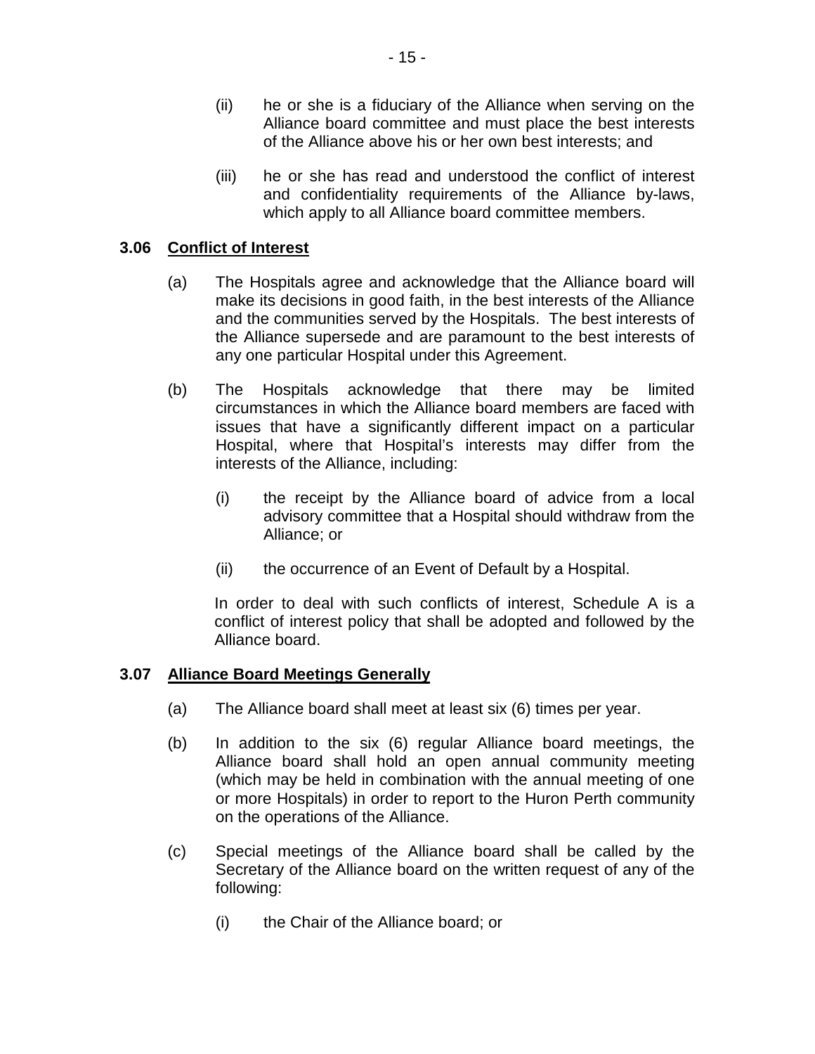(ii) he or she is a fiduciary of the Alliance when serving on the Alliance board committee and must place the best interests of the Alliance above his or her own best interests; and

(iii) he or she has read and understood the conflict of interest and confidentiality requirements of the Alliance by-laws, which apply to all Alliance board committee members.

### 3.06 Conflict of Interest

(a) The Hospitals agree and acknowledge that the Alliance board will make its decisions in good faith, in the best interests of the Alliance and the communities served by the Hospitals. The best interests of the Alliance supersede and are paramount to the best interests of any one particular Hospital under this Agreement.

(b) The Hospitals acknowledge that there may be limited circumstances in which the Alliance board members are faced with issues that have a significantly different impact on a particular Hospital, where that Hospital's interests may differ from the interests of the Alliance, including:

(i) the receipt by the Alliance board of advice from a local advisory committee that a Hospital should withdraw from the Alliance; or

(ii) the occurrence of an Event of Default by a Hospital.

In order to deal with such conflicts of interest, Schedule A is a conflict of interest policy that shall be adopted and followed by the Alliance board.

### 3.07 Alliance Board Meetings Generally

(a) The Alliance board shall meet at least six (6) times per year.

(b) In addition to the six (6) regular Alliance board meetings, the Alliance board shall hold an open annual community meeting (which may be held in combination with the annual meeting of one or more Hospitals) in order to report to the Huron Perth community on the operations of the Alliance.

(c) Special meetings of the Alliance board shall be called by the Secretary of the Alliance board on the written request of any of the following:

(i) the Chair of the Alliance board; or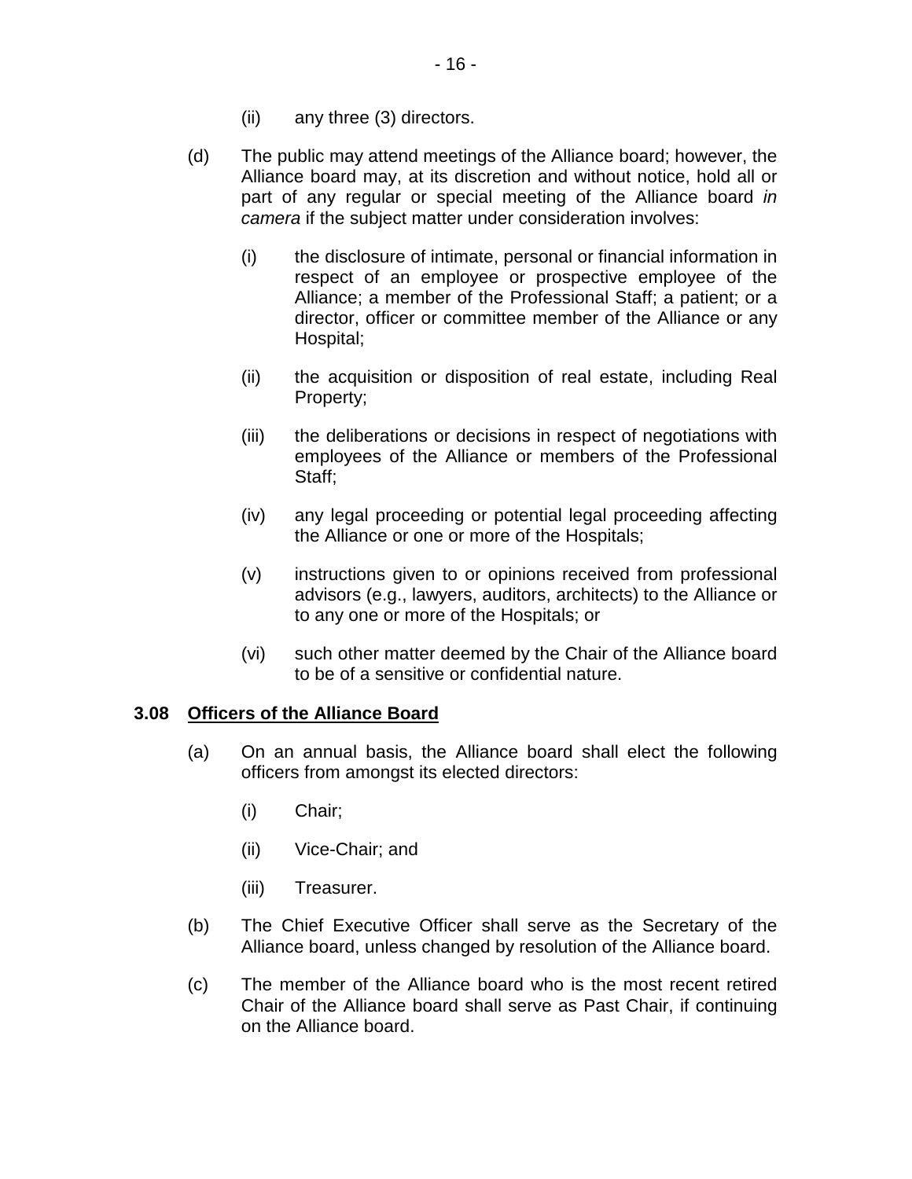(ii) any three (3) directors.

(d) The public may attend meetings of the Alliance board; however, the Alliance board may, at its discretion and without notice, hold all or part of any regular or special meeting of the Alliance board *in camera* if the subject matter under consideration involves:

(i) the disclosure of intimate, personal or financial information in respect of an employee or prospective employee of the Alliance; a member of the Professional Staff; a patient; or a director, officer or committee member of the Alliance or any Hospital;

(ii) the acquisition or disposition of real estate, including Real Property;

(iii) the deliberations or decisions in respect of negotiations with employees of the Alliance or members of the Professional Staff;

(iv) any legal proceeding or potential legal proceeding affecting the Alliance or one or more of the Hospitals;

(v) instructions given to or opinions received from professional advisors (e.g., lawyers, auditors, architects) to the Alliance or to any one or more of the Hospitals; or

(vi) such other matter deemed by the Chair of the Alliance board to be of a sensitive or confidential nature.

### 3.08 <u>Officers of the Alliance Board</u>

(a) On an annual basis, the Alliance board shall elect the following officers from amongst its elected directors:

(i) Chair;

(ii) Vice-Chair; and

(iii) Treasurer.

(b) The Chief Executive Officer shall serve as the Secretary of the Alliance board, unless changed by resolution of the Alliance board.

(c) The member of the Alliance board who is the most recent retired Chair of the Alliance board shall serve as Past Chair, if continuing on the Alliance board.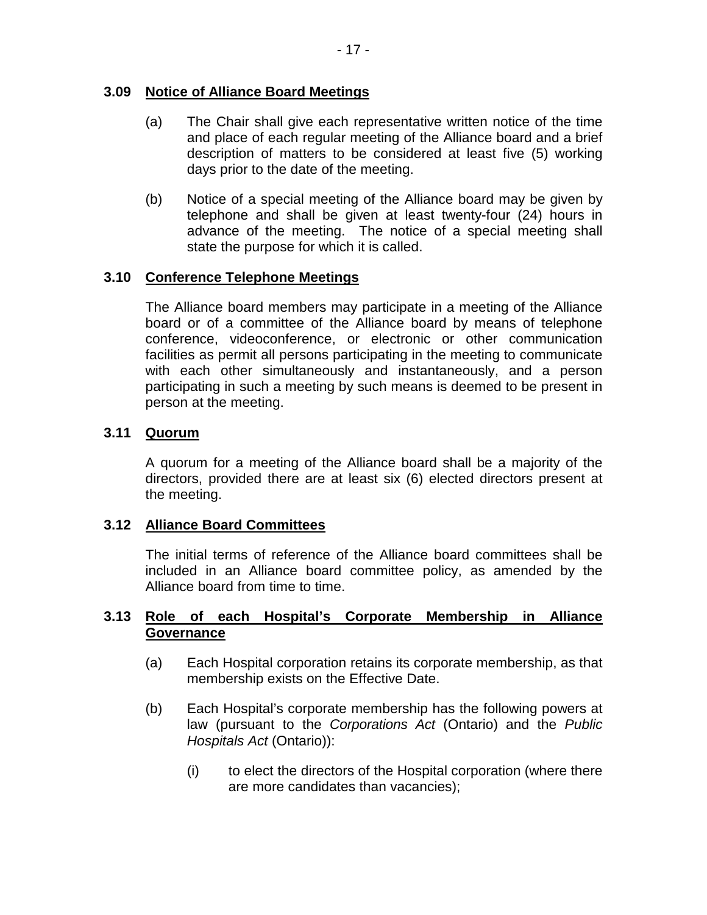### 3.09 Notice of Alliance Board Meetings

(a) The Chair shall give each representative written notice of the time and place of each regular meeting of the Alliance board and a brief description of matters to be considered at least five (5) working days prior to the date of the meeting.

(b) Notice of a special meeting of the Alliance board may be given by telephone and shall be given at least twenty-four (24) hours in advance of the meeting. The notice of a special meeting shall state the purpose for which it is called.

### 3.10 Conference Telephone Meetings

The Alliance board members may participate in a meeting of the Alliance board or of a committee of the Alliance board by means of telephone conference, videoconference, or electronic or other communication facilities as permit all persons participating in the meeting to communicate with each other simultaneously and instantaneously, and a person participating in such a meeting by such means is deemed to be present in person at the meeting.

### 3.11 Quorum

A quorum for a meeting of the Alliance board shall be a majority of the directors, provided there are at least six (6) elected directors present at the meeting.

### 3.12 Alliance Board Committees

The initial terms of reference of the Alliance board committees shall be included in an Alliance board committee policy, as amended by the Alliance board from time to time.

### 3.13 Role of each Hospital's Corporate Membership in Alliance Governance

(a) Each Hospital corporation retains its corporate membership, as that membership exists on the Effective Date.

(b) Each Hospital's corporate membership has the following powers at law (pursuant to the *Corporations Act* (Ontario) and the *Public Hospitals Act* (Ontario)):

   (i) to elect the directors of the Hospital corporation (where there are more candidates than vacancies);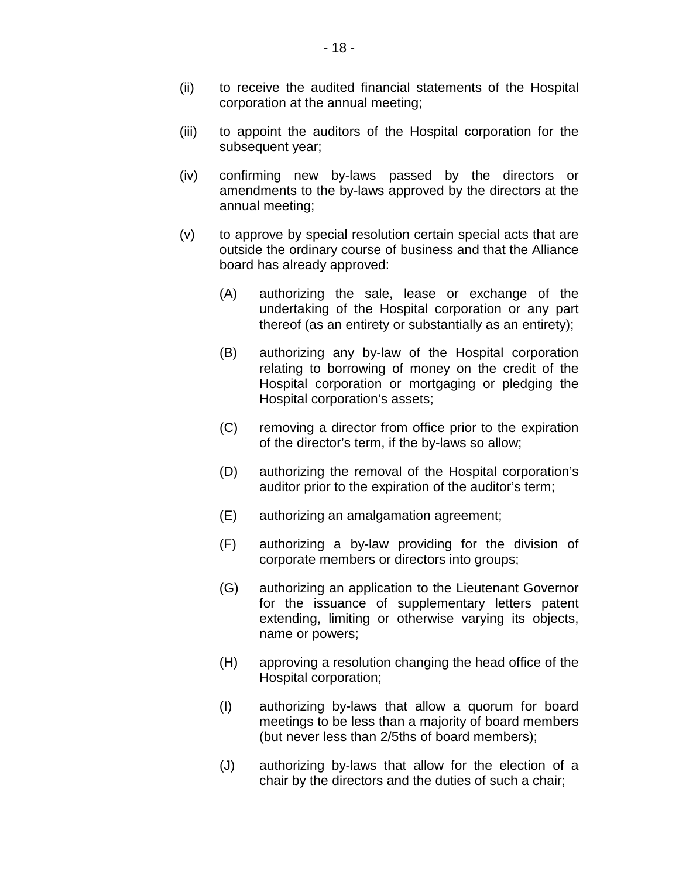(ii) to receive the audited financial statements of the Hospital corporation at the annual meeting;

(iii) to appoint the auditors of the Hospital corporation for the subsequent year;

(iv) confirming new by-laws passed by the directors or amendments to the by-laws approved by the directors at the annual meeting;

(v) to approve by special resolution certain special acts that are outside the ordinary course of business and that the Alliance board has already approved:

   (A) authorizing the sale, lease or exchange of the undertaking of the Hospital corporation or any part thereof (as an entirety or substantially as an entirety);

   (B) authorizing any by-law of the Hospital corporation relating to borrowing of money on the credit of the Hospital corporation or mortgaging or pledging the Hospital corporation's assets;

   (C) removing a director from office prior to the expiration of the director's term, if the by-laws so allow;

   (D) authorizing the removal of the Hospital corporation's auditor prior to the expiration of the auditor's term;

   (E) authorizing an amalgamation agreement;

   (F) authorizing a by-law providing for the division of corporate members or directors into groups;

   (G) authorizing an application to the Lieutenant Governor for the issuance of supplementary letters patent extending, limiting or otherwise varying its objects, name or powers;

   (H) approving a resolution changing the head office of the Hospital corporation;

   (I) authorizing by-laws that allow a quorum for board meetings to be less than a majority of board members (but never less than 2/5ths of board members);

   (J) authorizing by-laws that allow for the election of a chair by the directors and the duties of such a chair;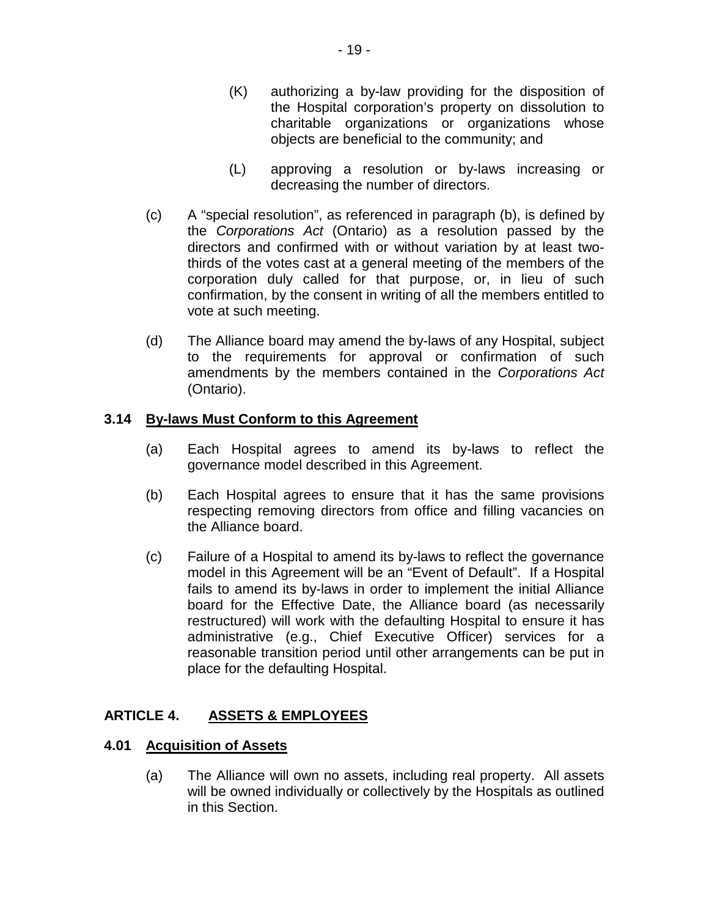(K) authorizing a by-law providing for the disposition of the Hospital corporation's property on dissolution to charitable organizations or organizations whose objects are beneficial to the community; and

(L) approving a resolution or by-laws increasing or decreasing the number of directors.

(c) A "special resolution", as referenced in paragraph (b), is defined by the *Corporations Act* (Ontario) as a resolution passed by the directors and confirmed with or without variation by at least two-thirds of the votes cast at a general meeting of the members of the corporation duly called for that purpose, or, in lieu of such confirmation, by the consent in writing of all the members entitled to vote at such meeting.

(d) The Alliance board may amend the by-laws of any Hospital, subject to the requirements for approval or confirmation of such amendments by the members contained in the *Corporations Act* (Ontario).

### 3.14 By-laws Must Conform to this Agreement

(a) Each Hospital agrees to amend its by-laws to reflect the governance model described in this Agreement.

(b) Each Hospital agrees to ensure that it has the same provisions respecting removing directors from office and filling vacancies on the Alliance board.

(c) Failure of a Hospital to amend its by-laws to reflect the governance model in this Agreement will be an "Event of Default". If a Hospital fails to amend its by-laws in order to implement the initial Alliance board for the Effective Date, the Alliance board (as necessarily restructured) will work with the defaulting Hospital to ensure it has administrative (e.g., Chief Executive Officer) services for a reasonable transition period until other arrangements can be put in place for the defaulting Hospital.

## ARTICLE 4. ASSETS & EMPLOYEES

### 4.01 Acquisition of Assets

(a) The Alliance will own no assets, including real property. All assets will be owned individually or collectively by the Hospitals as outlined in this Section.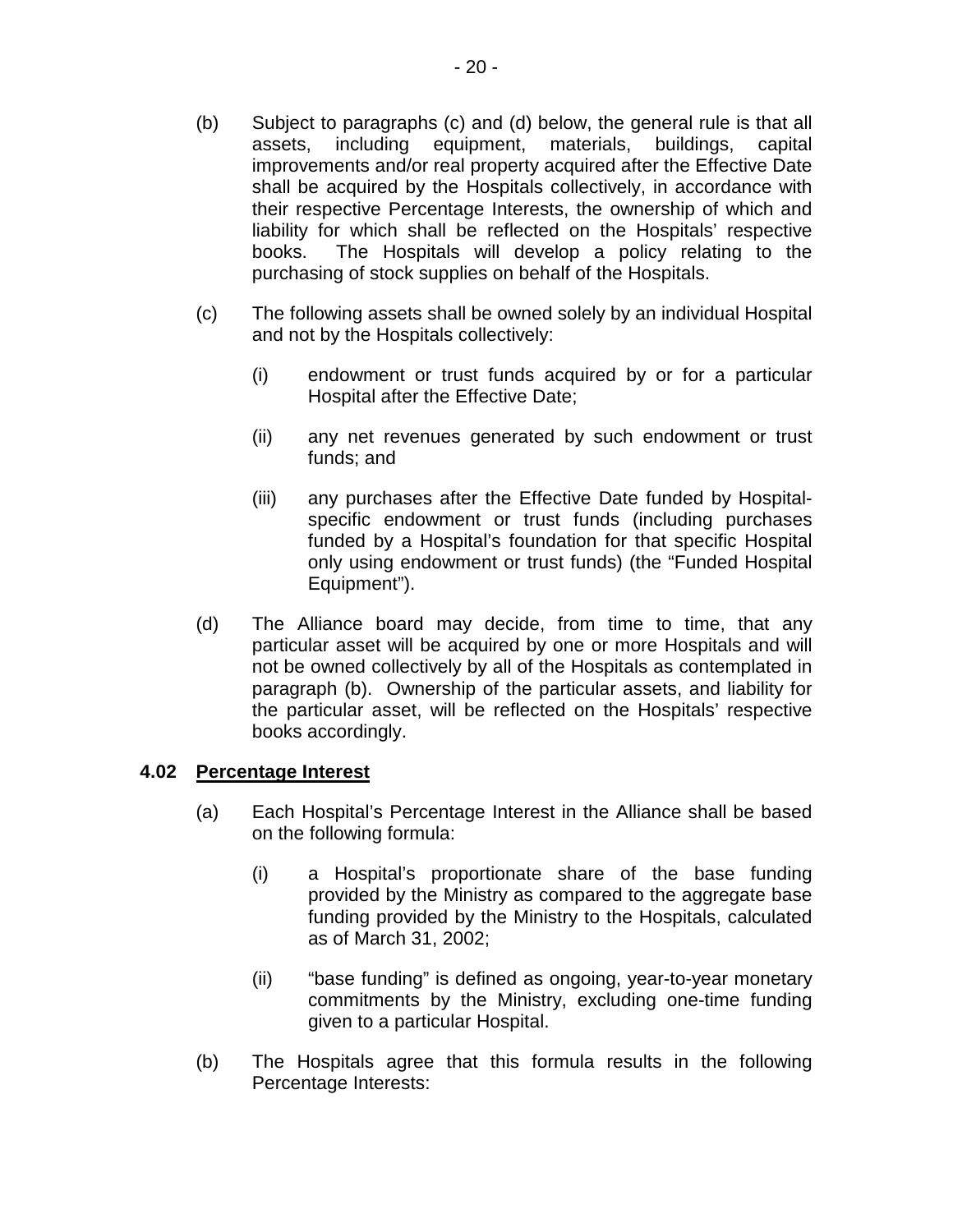(b) Subject to paragraphs (c) and (d) below, the general rule is that all assets, including equipment, materials, buildings, capital improvements and/or real property acquired after the Effective Date shall be acquired by the Hospitals collectively, in accordance with their respective Percentage Interests, the ownership of which and liability for which shall be reflected on the Hospitals' respective books. The Hospitals will develop a policy relating to the purchasing of stock supplies on behalf of the Hospitals.

(c) The following assets shall be owned solely by an individual Hospital and not by the Hospitals collectively:

(i) endowment or trust funds acquired by or for a particular Hospital after the Effective Date;

(ii) any net revenues generated by such endowment or trust funds; and

(iii) any purchases after the Effective Date funded by Hospital-specific endowment or trust funds (including purchases funded by a Hospital's foundation for that specific Hospital only using endowment or trust funds) (the "Funded Hospital Equipment").

(d) The Alliance board may decide, from time to time, that any particular asset will be acquired by one or more Hospitals and will not be owned collectively by all of the Hospitals as contemplated in paragraph (b). Ownership of the particular assets, and liability for the particular asset, will be reflected on the Hospitals' respective books accordingly.

**4.02 <u>Percentage Interest</u>**

(a) Each Hospital's Percentage Interest in the Alliance shall be based on the following formula:

(i) a Hospital's proportionate share of the base funding provided by the Ministry as compared to the aggregate base funding provided by the Ministry to the Hospitals, calculated as of March 31, 2002;

(ii) "base funding" is defined as ongoing, year-to-year monetary commitments by the Ministry, excluding one-time funding given to a particular Hospital.

(b) The Hospitals agree that this formula results in the following Percentage Interests: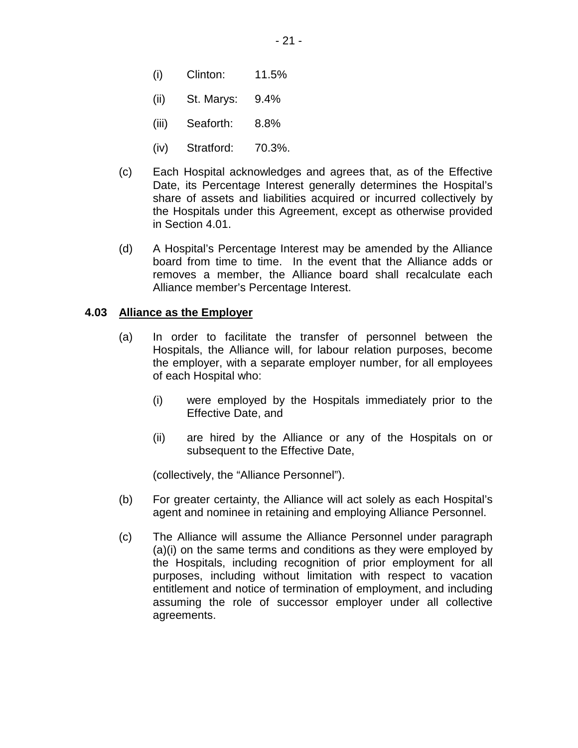(i) Clinton: 11.5%

(ii) St. Marys: 9.4%

(iii) Seaforth: 8.8%

(iv) Stratford: 70.3%.

(c) Each Hospital acknowledges and agrees that, as of the Effective Date, its Percentage Interest generally determines the Hospital's share of assets and liabilities acquired or incurred collectively by the Hospitals under this Agreement, except as otherwise provided in Section 4.01.

(d) A Hospital's Percentage Interest may be amended by the Alliance board from time to time. In the event that the Alliance adds or removes a member, the Alliance board shall recalculate each Alliance member's Percentage Interest.

**4.03 <u>Alliance as the Employer</u>**

(a) In order to facilitate the transfer of personnel between the Hospitals, the Alliance will, for labour relation purposes, become the employer, with a separate employer number, for all employees of each Hospital who:

(i) were employed by the Hospitals immediately prior to the Effective Date, and

(ii) are hired by the Alliance or any of the Hospitals on or subsequent to the Effective Date,

(collectively, the "Alliance Personnel").

(b) For greater certainty, the Alliance will act solely as each Hospital's agent and nominee in retaining and employing Alliance Personnel.

(c) The Alliance will assume the Alliance Personnel under paragraph (a)(i) on the same terms and conditions as they were employed by the Hospitals, including recognition of prior employment for all purposes, including without limitation with respect to vacation entitlement and notice of termination of employment, and including assuming the role of successor employer under all collective agreements.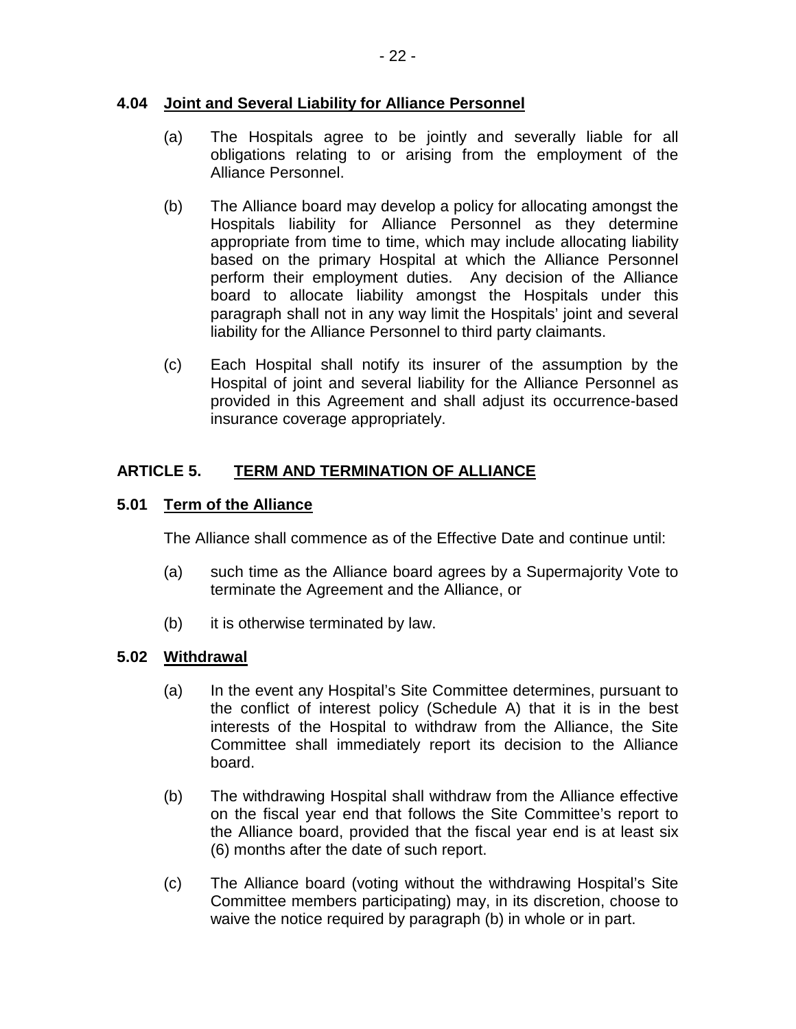### 4.04 Joint and Several Liability for Alliance Personnel

(a) The Hospitals agree to be jointly and severally liable for all obligations relating to or arising from the employment of the Alliance Personnel.

(b) The Alliance board may develop a policy for allocating amongst the Hospitals liability for Alliance Personnel as they determine appropriate from time to time, which may include allocating liability based on the primary Hospital at which the Alliance Personnel perform their employment duties. Any decision of the Alliance board to allocate liability amongst the Hospitals under this paragraph shall not in any way limit the Hospitals' joint and several liability for the Alliance Personnel to third party claimants.

(c) Each Hospital shall notify its insurer of the assumption by the Hospital of joint and several liability for the Alliance Personnel as provided in this Agreement and shall adjust its occurrence-based insurance coverage appropriately.

## ARTICLE 5. TERM AND TERMINATION OF ALLIANCE

### 5.01 Term of the Alliance

The Alliance shall commence as of the Effective Date and continue until:

(a) such time as the Alliance board agrees by a Supermajority Vote to terminate the Agreement and the Alliance, or

(b) it is otherwise terminated by law.

### 5.02 Withdrawal

(a) In the event any Hospital's Site Committee determines, pursuant to the conflict of interest policy (Schedule A) that it is in the best interests of the Hospital to withdraw from the Alliance, the Site Committee shall immediately report its decision to the Alliance board.

(b) The withdrawing Hospital shall withdraw from the Alliance effective on the fiscal year end that follows the Site Committee's report to the Alliance board, provided that the fiscal year end is at least six (6) months after the date of such report.

(c) The Alliance board (voting without the withdrawing Hospital's Site Committee members participating) may, in its discretion, choose to waive the notice required by paragraph (b) in whole or in part.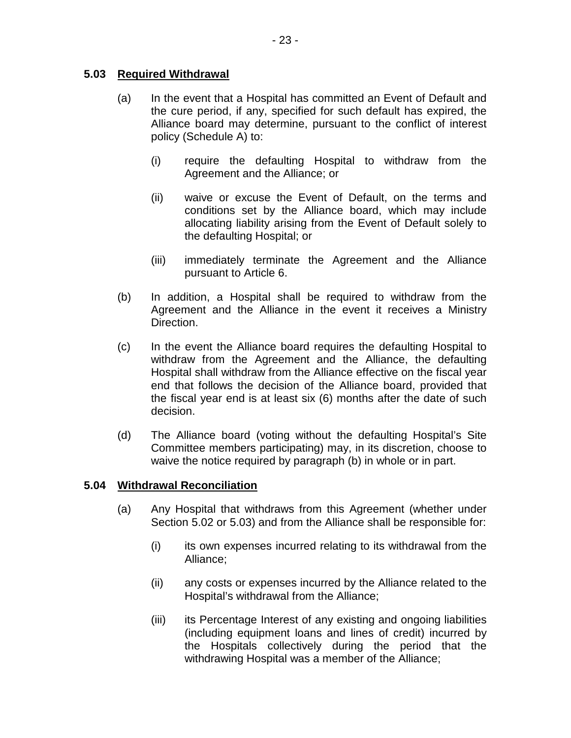### 5.03 Required Withdrawal

(a) In the event that a Hospital has committed an Event of Default and the cure period, if any, specified for such default has expired, the Alliance board may determine, pursuant to the conflict of interest policy (Schedule A) to:

  (i) require the defaulting Hospital to withdraw from the Agreement and the Alliance; or

  (ii) waive or excuse the Event of Default, on the terms and conditions set by the Alliance board, which may include allocating liability arising from the Event of Default solely to the defaulting Hospital; or

  (iii) immediately terminate the Agreement and the Alliance pursuant to Article 6.

(b) In addition, a Hospital shall be required to withdraw from the Agreement and the Alliance in the event it receives a Ministry Direction.

(c) In the event the Alliance board requires the defaulting Hospital to withdraw from the Agreement and the Alliance, the defaulting Hospital shall withdraw from the Alliance effective on the fiscal year end that follows the decision of the Alliance board, provided that the fiscal year end is at least six (6) months after the date of such decision.

(d) The Alliance board (voting without the defaulting Hospital's Site Committee members participating) may, in its discretion, choose to waive the notice required by paragraph (b) in whole or in part.

### 5.04 Withdrawal Reconciliation

(a) Any Hospital that withdraws from this Agreement (whether under Section 5.02 or 5.03) and from the Alliance shall be responsible for:

  (i) its own expenses incurred relating to its withdrawal from the Alliance;

  (ii) any costs or expenses incurred by the Alliance related to the Hospital's withdrawal from the Alliance;

  (iii) its Percentage Interest of any existing and ongoing liabilities (including equipment loans and lines of credit) incurred by the Hospitals collectively during the period that the withdrawing Hospital was a member of the Alliance;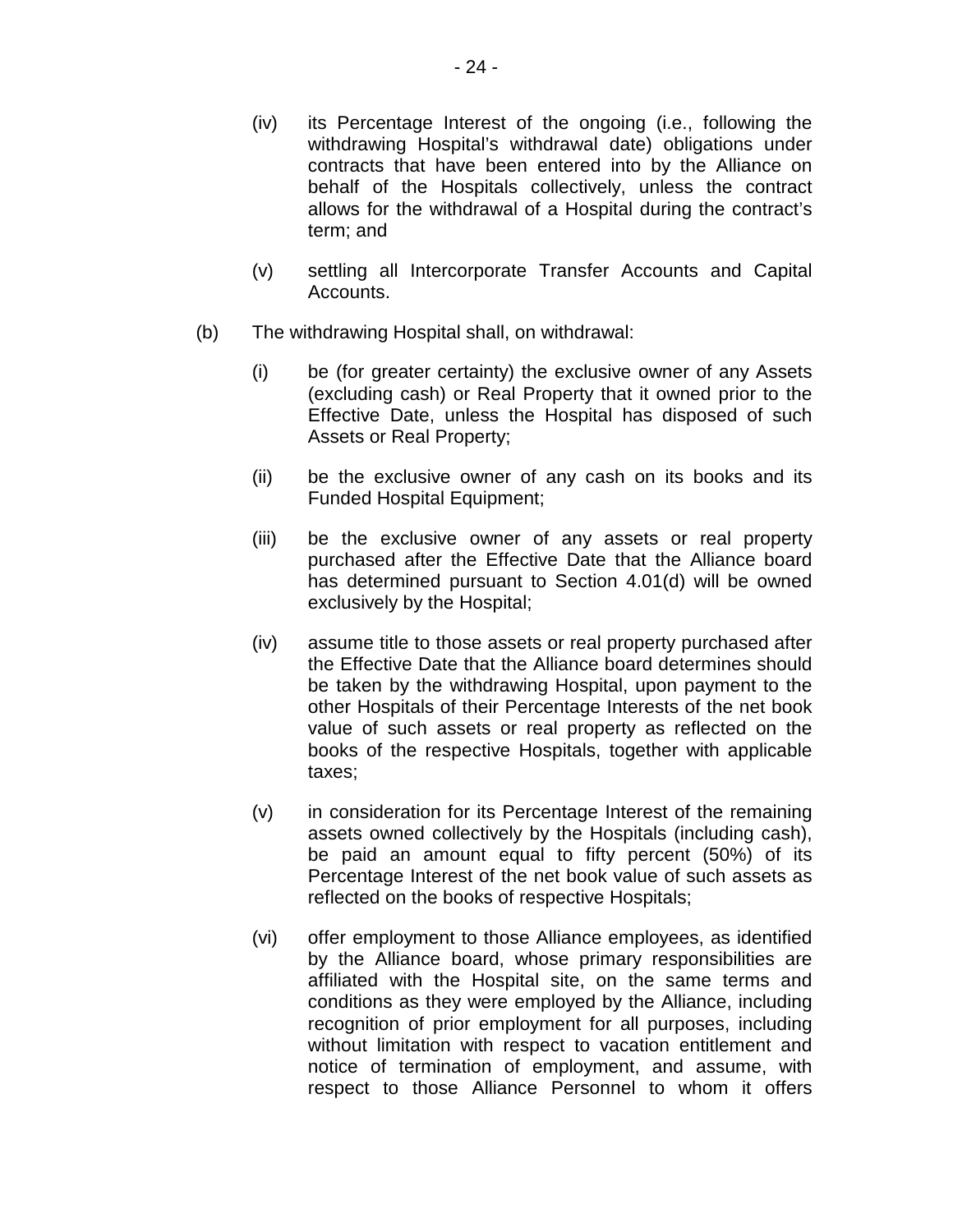(iv) its Percentage Interest of the ongoing (i.e., following the withdrawing Hospital's withdrawal date) obligations under contracts that have been entered into by the Alliance on behalf of the Hospitals collectively, unless the contract allows for the withdrawal of a Hospital during the contract's term; and

(v) settling all Intercorporate Transfer Accounts and Capital Accounts.

(b) The withdrawing Hospital shall, on withdrawal:

(i) be (for greater certainty) the exclusive owner of any Assets (excluding cash) or Real Property that it owned prior to the Effective Date, unless the Hospital has disposed of such Assets or Real Property;

(ii) be the exclusive owner of any cash on its books and its Funded Hospital Equipment;

(iii) be the exclusive owner of any assets or real property purchased after the Effective Date that the Alliance board has determined pursuant to Section 4.01(d) will be owned exclusively by the Hospital;

(iv) assume title to those assets or real property purchased after the Effective Date that the Alliance board determines should be taken by the withdrawing Hospital, upon payment to the other Hospitals of their Percentage Interests of the net book value of such assets or real property as reflected on the books of the respective Hospitals, together with applicable taxes;

(v) in consideration for its Percentage Interest of the remaining assets owned collectively by the Hospitals (including cash), be paid an amount equal to fifty percent (50%) of its Percentage Interest of the net book value of such assets as reflected on the books of respective Hospitals;

(vi) offer employment to those Alliance employees, as identified by the Alliance board, whose primary responsibilities are affiliated with the Hospital site, on the same terms and conditions as they were employed by the Alliance, including recognition of prior employment for all purposes, including without limitation with respect to vacation entitlement and notice of termination of employment, and assume, with respect to those Alliance Personnel to whom it offers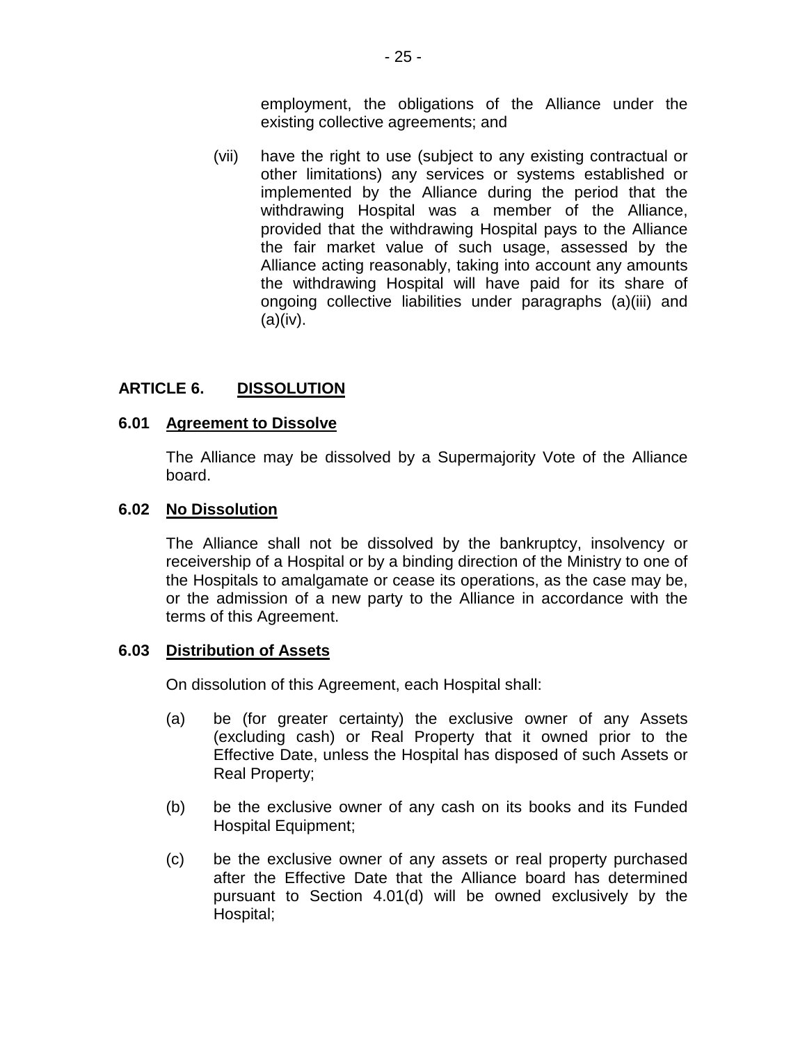employment, the obligations of the Alliance under the existing collective agreements; and

(vii) have the right to use (subject to any existing contractual or other limitations) any services or systems established or implemented by the Alliance during the period that the withdrawing Hospital was a member of the Alliance, provided that the withdrawing Hospital pays to the Alliance the fair market value of such usage, assessed by the Alliance acting reasonably, taking into account any amounts the withdrawing Hospital will have paid for its share of ongoing collective liabilities under paragraphs (a)(iii) and (a)(iv).

## ARTICLE 6. DISSOLUTION

### 6.01 Agreement to Dissolve

The Alliance may be dissolved by a Supermajority Vote of the Alliance board.

### 6.02 No Dissolution

The Alliance shall not be dissolved by the bankruptcy, insolvency or receivership of a Hospital or by a binding direction of the Ministry to one of the Hospitals to amalgamate or cease its operations, as the case may be, or the admission of a new party to the Alliance in accordance with the terms of this Agreement.

### 6.03 Distribution of Assets

On dissolution of this Agreement, each Hospital shall:

(a) be (for greater certainty) the exclusive owner of any Assets (excluding cash) or Real Property that it owned prior to the Effective Date, unless the Hospital has disposed of such Assets or Real Property;

(b) be the exclusive owner of any cash on its books and its Funded Hospital Equipment;

(c) be the exclusive owner of any assets or real property purchased after the Effective Date that the Alliance board has determined pursuant to Section 4.01(d) will be owned exclusively by the Hospital;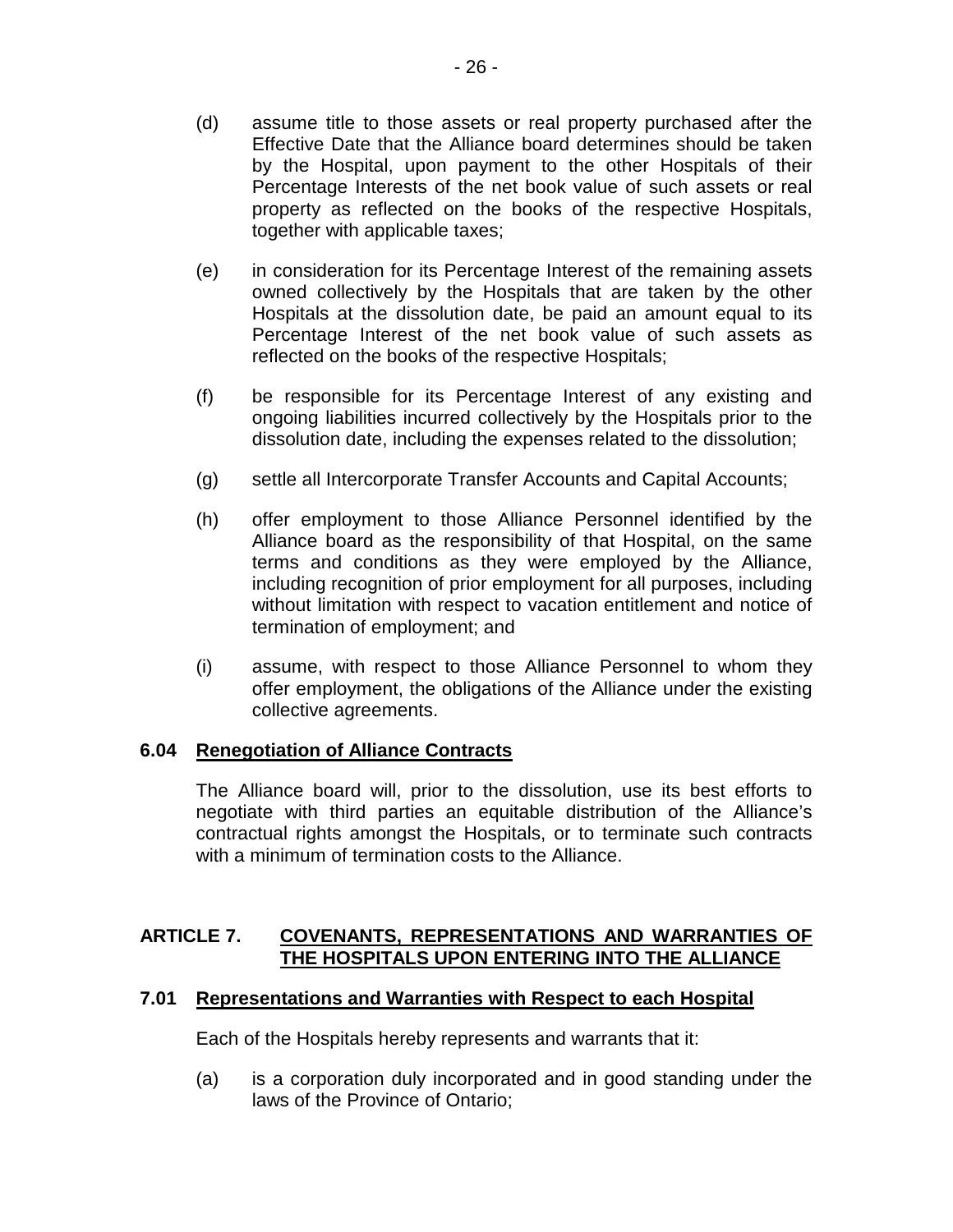(d) assume title to those assets or real property purchased after the Effective Date that the Alliance board determines should be taken by the Hospital, upon payment to the other Hospitals of their Percentage Interests of the net book value of such assets or real property as reflected on the books of the respective Hospitals, together with applicable taxes;

(e) in consideration for its Percentage Interest of the remaining assets owned collectively by the Hospitals that are taken by the other Hospitals at the dissolution date, be paid an amount equal to its Percentage Interest of the net book value of such assets as reflected on the books of the respective Hospitals;

(f) be responsible for its Percentage Interest of any existing and ongoing liabilities incurred collectively by the Hospitals prior to the dissolution date, including the expenses related to the dissolution;

(g) settle all Intercorporate Transfer Accounts and Capital Accounts;

(h) offer employment to those Alliance Personnel identified by the Alliance board as the responsibility of that Hospital, on the same terms and conditions as they were employed by the Alliance, including recognition of prior employment for all purposes, including without limitation with respect to vacation entitlement and notice of termination of employment; and

(i) assume, with respect to those Alliance Personnel to whom they offer employment, the obligations of the Alliance under the existing collective agreements.

### 6.04 Renegotiation of Alliance Contracts

The Alliance board will, prior to the dissolution, use its best efforts to negotiate with third parties an equitable distribution of the Alliance's contractual rights amongst the Hospitals, or to terminate such contracts with a minimum of termination costs to the Alliance.

## ARTICLE 7. COVENANTS, REPRESENTATIONS AND WARRANTIES OF THE HOSPITALS UPON ENTERING INTO THE ALLIANCE

### 7.01 Representations and Warranties with Respect to each Hospital

Each of the Hospitals hereby represents and warrants that it:

(a) is a corporation duly incorporated and in good standing under the laws of the Province of Ontario;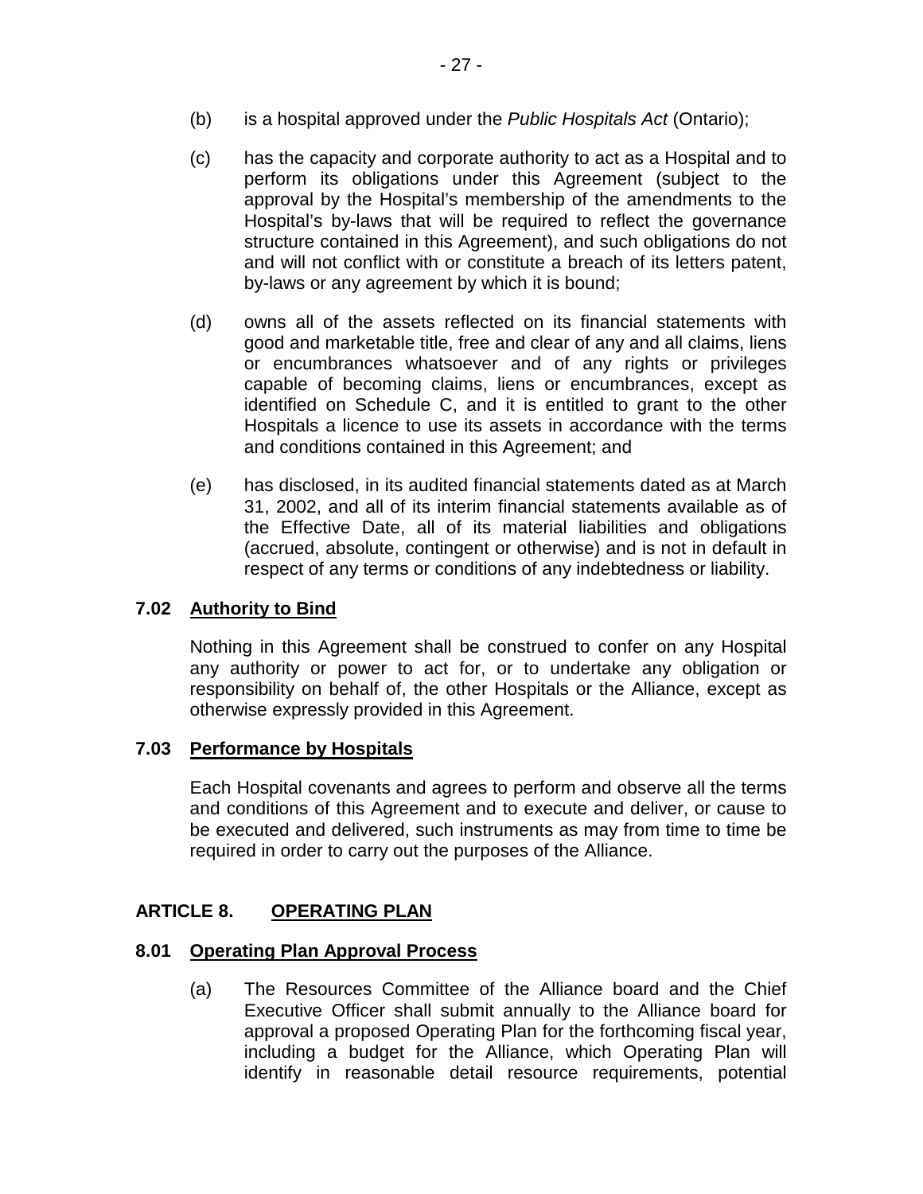(b) is a hospital approved under the *Public Hospitals Act* (Ontario);

(c) has the capacity and corporate authority to act as a Hospital and to perform its obligations under this Agreement (subject to the approval by the Hospital's membership of the amendments to the Hospital's by-laws that will be required to reflect the governance structure contained in this Agreement), and such obligations do not and will not conflict with or constitute a breach of its letters patent, by-laws or any agreement by which it is bound;

(d) owns all of the assets reflected on its financial statements with good and marketable title, free and clear of any and all claims, liens or encumbrances whatsoever and of any rights or privileges capable of becoming claims, liens or encumbrances, except as identified on Schedule C, and it is entitled to grant to the other Hospitals a licence to use its assets in accordance with the terms and conditions contained in this Agreement; and

(e) has disclosed, in its audited financial statements dated as at March 31, 2002, and all of its interim financial statements available as of the Effective Date, all of its material liabilities and obligations (accrued, absolute, contingent or otherwise) and is not in default in respect of any terms or conditions of any indebtedness or liability.

### 7.02 Authority to Bind

Nothing in this Agreement shall be construed to confer on any Hospital any authority or power to act for, or to undertake any obligation or responsibility on behalf of, the other Hospitals or the Alliance, except as otherwise expressly provided in this Agreement.

### 7.03 Performance by Hospitals

Each Hospital covenants and agrees to perform and observe all the terms and conditions of this Agreement and to execute and deliver, or cause to be executed and delivered, such instruments as may from time to time be required in order to carry out the purposes of the Alliance.

## ARTICLE 8. OPERATING PLAN

### 8.01 Operating Plan Approval Process

(a) The Resources Committee of the Alliance board and the Chief Executive Officer shall submit annually to the Alliance board for approval a proposed Operating Plan for the forthcoming fiscal year, including a budget for the Alliance, which Operating Plan will identify in reasonable detail resource requirements, potential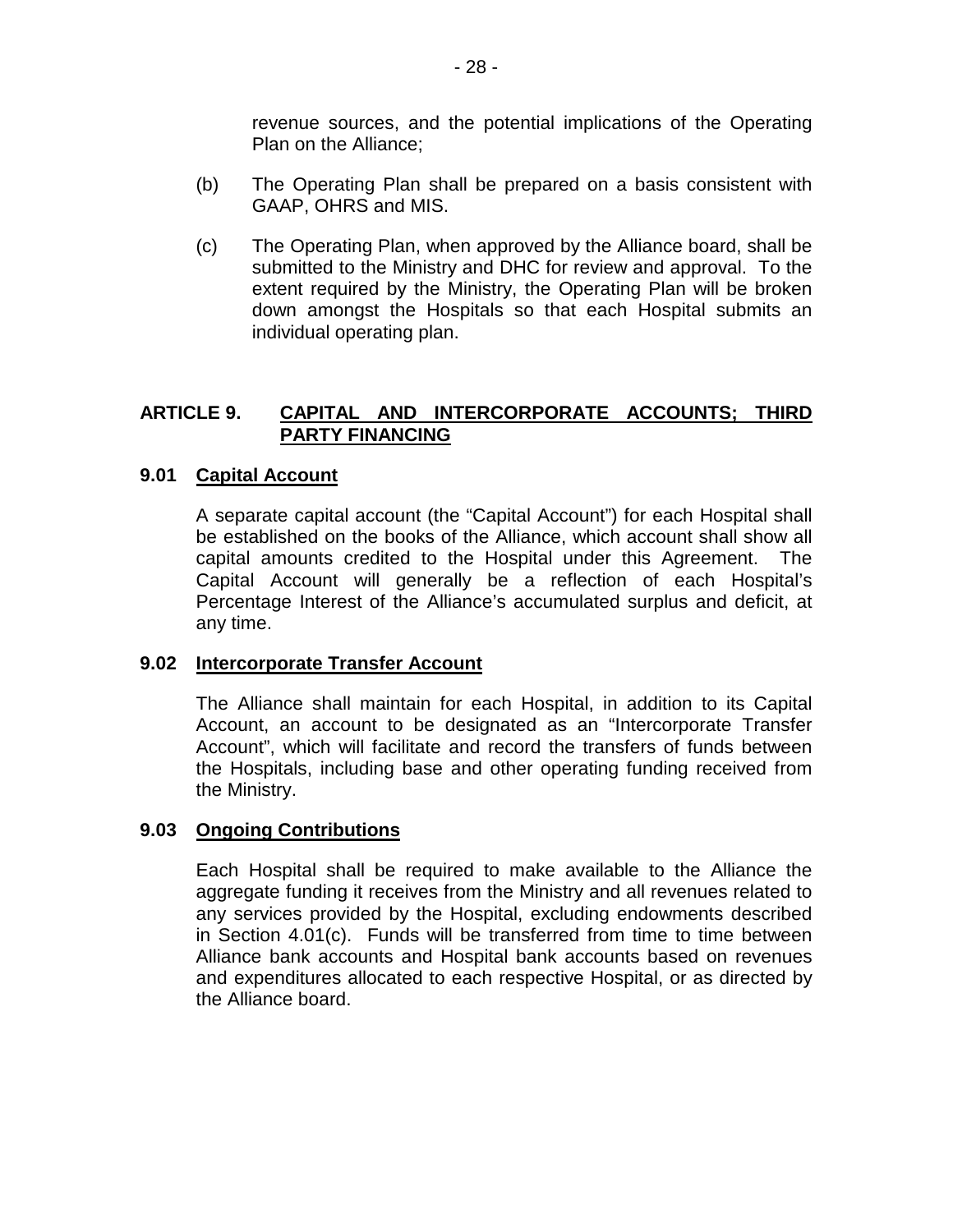revenue sources, and the potential implications of the Operating Plan on the Alliance;

(b) The Operating Plan shall be prepared on a basis consistent with GAAP, OHRS and MIS.

(c) The Operating Plan, when approved by the Alliance board, shall be submitted to the Ministry and DHC for review and approval. To the extent required by the Ministry, the Operating Plan will be broken down amongst the Hospitals so that each Hospital submits an individual operating plan.

## ARTICLE 9. CAPITAL AND INTERCORPORATE ACCOUNTS; THIRD PARTY FINANCING

### 9.01 Capital Account

A separate capital account (the "Capital Account") for each Hospital shall be established on the books of the Alliance, which account shall show all capital amounts credited to the Hospital under this Agreement. The Capital Account will generally be a reflection of each Hospital's Percentage Interest of the Alliance's accumulated surplus and deficit, at any time.

### 9.02 Intercorporate Transfer Account

The Alliance shall maintain for each Hospital, in addition to its Capital Account, an account to be designated as an "Intercorporate Transfer Account", which will facilitate and record the transfers of funds between the Hospitals, including base and other operating funding received from the Ministry.

### 9.03 Ongoing Contributions

Each Hospital shall be required to make available to the Alliance the aggregate funding it receives from the Ministry and all revenues related to any services provided by the Hospital, excluding endowments described in Section 4.01(c). Funds will be transferred from time to time between Alliance bank accounts and Hospital bank accounts based on revenues and expenditures allocated to each respective Hospital, or as directed by the Alliance board.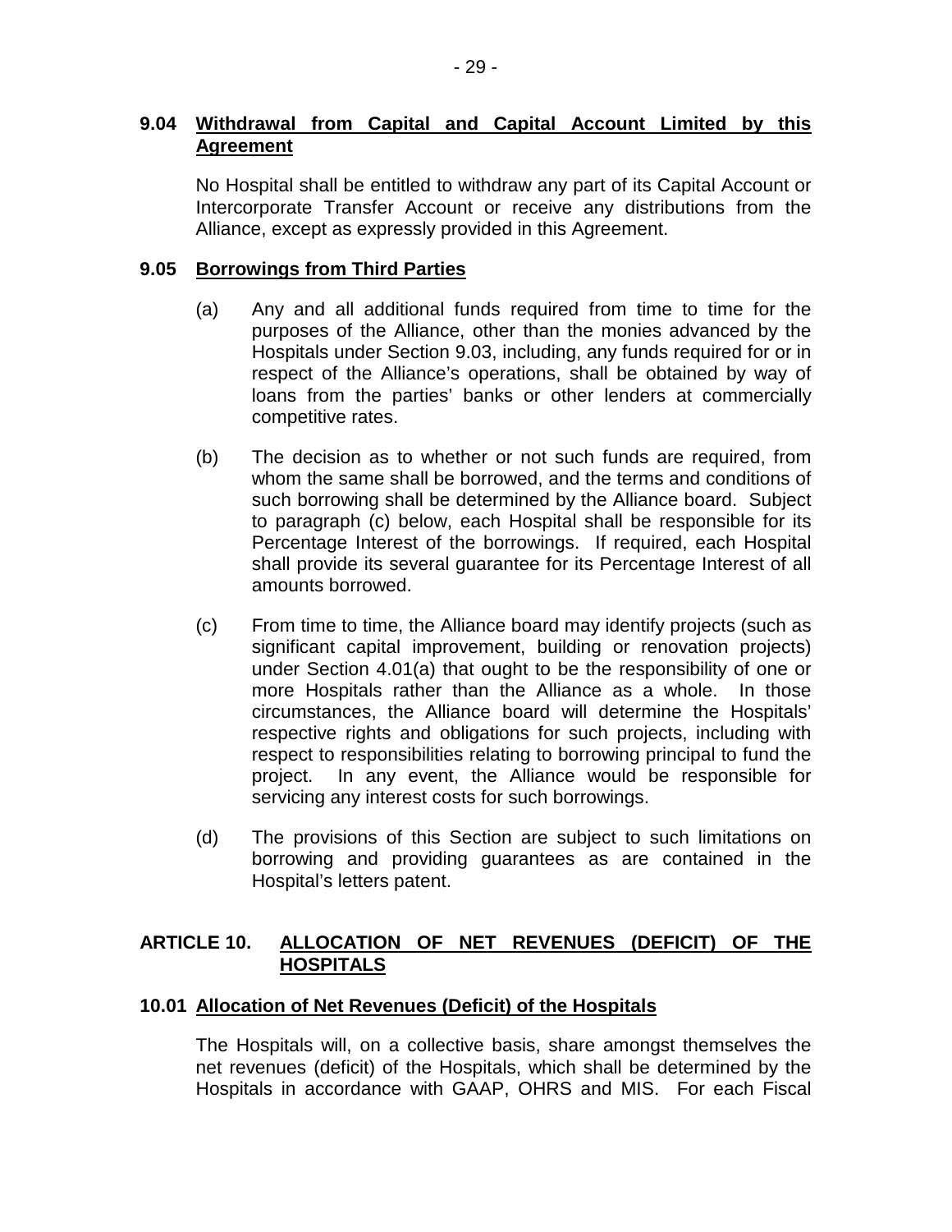### 9.04 Withdrawal from Capital and Capital Account Limited by this Agreement

No Hospital shall be entitled to withdraw any part of its Capital Account or Intercorporate Transfer Account or receive any distributions from the Alliance, except as expressly provided in this Agreement.

### 9.05 Borrowings from Third Parties

(a) Any and all additional funds required from time to time for the purposes of the Alliance, other than the monies advanced by the Hospitals under Section 9.03, including, any funds required for or in respect of the Alliance's operations, shall be obtained by way of loans from the parties' banks or other lenders at commercially competitive rates.

(b) The decision as to whether or not such funds are required, from whom the same shall be borrowed, and the terms and conditions of such borrowing shall be determined by the Alliance board. Subject to paragraph (c) below, each Hospital shall be responsible for its Percentage Interest of the borrowings. If required, each Hospital shall provide its several guarantee for its Percentage Interest of all amounts borrowed.

(c) From time to time, the Alliance board may identify projects (such as significant capital improvement, building or renovation projects) under Section 4.01(a) that ought to be the responsibility of one or more Hospitals rather than the Alliance as a whole. In those circumstances, the Alliance board will determine the Hospitals' respective rights and obligations for such projects, including with respect to responsibilities relating to borrowing principal to fund the project. In any event, the Alliance would be responsible for servicing any interest costs for such borrowings.

(d) The provisions of this Section are subject to such limitations on borrowing and providing guarantees as are contained in the Hospital's letters patent.

## ARTICLE 10. ALLOCATION OF NET REVENUES (DEFICIT) OF THE HOSPITALS

### 10.01 Allocation of Net Revenues (Deficit) of the Hospitals

The Hospitals will, on a collective basis, share amongst themselves the net revenues (deficit) of the Hospitals, which shall be determined by the Hospitals in accordance with GAAP, OHRS and MIS. For each Fiscal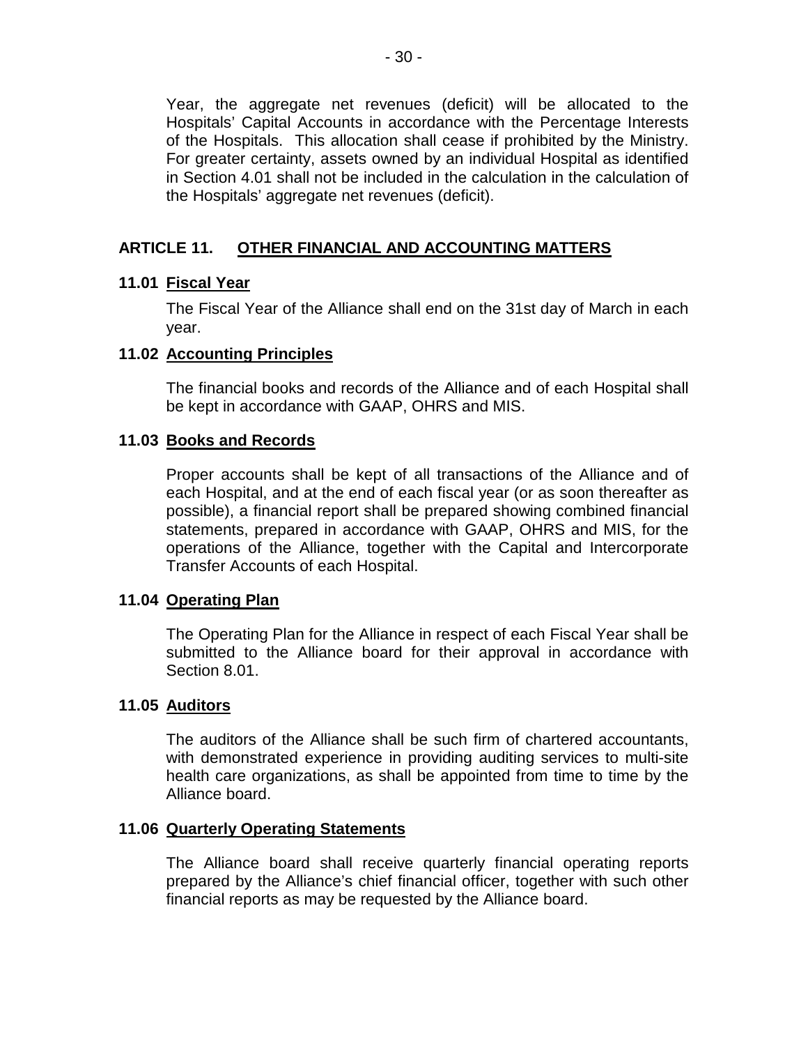Year, the aggregate net revenues (deficit) will be allocated to the Hospitals' Capital Accounts in accordance with the Percentage Interests of the Hospitals. This allocation shall cease if prohibited by the Ministry. For greater certainty, assets owned by an individual Hospital as identified in Section 4.01 shall not be included in the calculation in the calculation of the Hospitals' aggregate net revenues (deficit).

## ARTICLE 11. OTHER FINANCIAL AND ACCOUNTING MATTERS

### 11.01 Fiscal Year

The Fiscal Year of the Alliance shall end on the 31st day of March in each year.

### 11.02 Accounting Principles

The financial books and records of the Alliance and of each Hospital shall be kept in accordance with GAAP, OHRS and MIS.

### 11.03 Books and Records

Proper accounts shall be kept of all transactions of the Alliance and of each Hospital, and at the end of each fiscal year (or as soon thereafter as possible), a financial report shall be prepared showing combined financial statements, prepared in accordance with GAAP, OHRS and MIS, for the operations of the Alliance, together with the Capital and Intercorporate Transfer Accounts of each Hospital.

### 11.04 Operating Plan

The Operating Plan for the Alliance in respect of each Fiscal Year shall be submitted to the Alliance board for their approval in accordance with Section 8.01.

### 11.05 Auditors

The auditors of the Alliance shall be such firm of chartered accountants, with demonstrated experience in providing auditing services to multi-site health care organizations, as shall be appointed from time to time by the Alliance board.

### 11.06 Quarterly Operating Statements

The Alliance board shall receive quarterly financial operating reports prepared by the Alliance's chief financial officer, together with such other financial reports as may be requested by the Alliance board.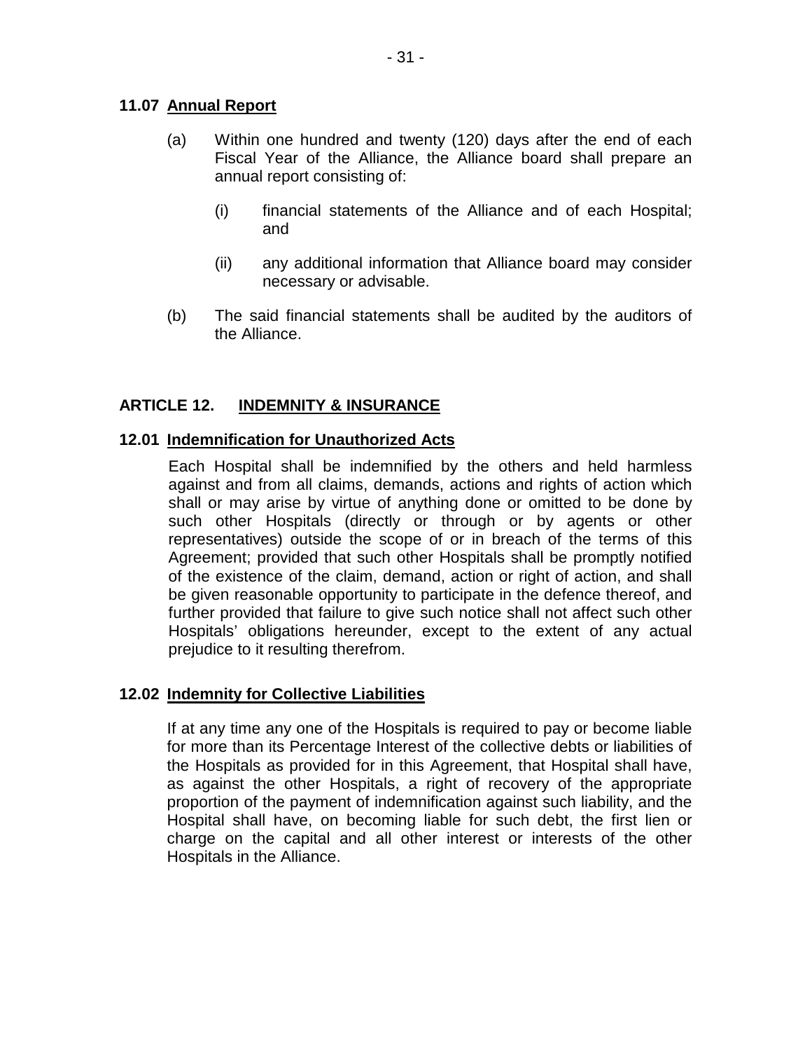### 11.07 Annual Report

(a) Within one hundred and twenty (120) days after the end of each Fiscal Year of the Alliance, the Alliance board shall prepare an annual report consisting of:

(i) financial statements of the Alliance and of each Hospital; and

(ii) any additional information that Alliance board may consider necessary or advisable.

(b) The said financial statements shall be audited by the auditors of the Alliance.

## ARTICLE 12. INDEMNITY & INSURANCE

### 12.01 Indemnification for Unauthorized Acts

Each Hospital shall be indemnified by the others and held harmless against and from all claims, demands, actions and rights of action which shall or may arise by virtue of anything done or omitted to be done by such other Hospitals (directly or through or by agents or other representatives) outside the scope of or in breach of the terms of this Agreement; provided that such other Hospitals shall be promptly notified of the existence of the claim, demand, action or right of action, and shall be given reasonable opportunity to participate in the defence thereof, and further provided that failure to give such notice shall not affect such other Hospitals' obligations hereunder, except to the extent of any actual prejudice to it resulting therefrom.

### 12.02 Indemnity for Collective Liabilities

If at any time any one of the Hospitals is required to pay or become liable for more than its Percentage Interest of the collective debts or liabilities of the Hospitals as provided for in this Agreement, that Hospital shall have, as against the other Hospitals, a right of recovery of the appropriate proportion of the payment of indemnification against such liability, and the Hospital shall have, on becoming liable for such debt, the first lien or charge on the capital and all other interest or interests of the other Hospitals in the Alliance.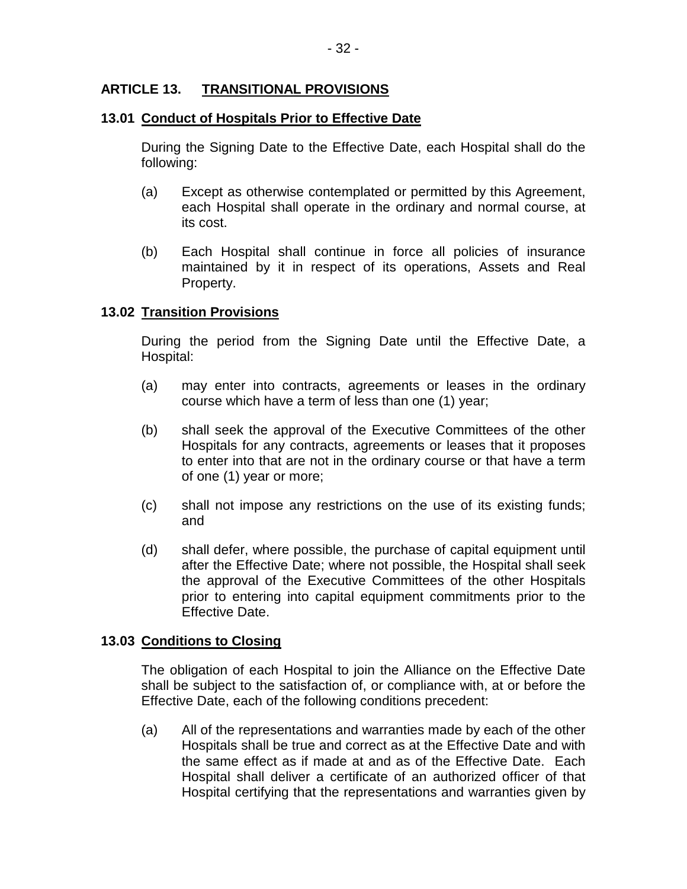## ARTICLE 13. TRANSITIONAL PROVISIONS

### 13.01 Conduct of Hospitals Prior to Effective Date

During the Signing Date to the Effective Date, each Hospital shall do the following:

(a) Except as otherwise contemplated or permitted by this Agreement, each Hospital shall operate in the ordinary and normal course, at its cost.

(b) Each Hospital shall continue in force all policies of insurance maintained by it in respect of its operations, Assets and Real Property.

### 13.02 Transition Provisions

During the period from the Signing Date until the Effective Date, a Hospital:

(a) may enter into contracts, agreements or leases in the ordinary course which have a term of less than one (1) year;

(b) shall seek the approval of the Executive Committees of the other Hospitals for any contracts, agreements or leases that it proposes to enter into that are not in the ordinary course or that have a term of one (1) year or more;

(c) shall not impose any restrictions on the use of its existing funds; and

(d) shall defer, where possible, the purchase of capital equipment until after the Effective Date; where not possible, the Hospital shall seek the approval of the Executive Committees of the other Hospitals prior to entering into capital equipment commitments prior to the Effective Date.

### 13.03 Conditions to Closing

The obligation of each Hospital to join the Alliance on the Effective Date shall be subject to the satisfaction of, or compliance with, at or before the Effective Date, each of the following conditions precedent:

(a) All of the representations and warranties made by each of the other Hospitals shall be true and correct as at the Effective Date and with the same effect as if made at and as of the Effective Date. Each Hospital shall deliver a certificate of an authorized officer of that Hospital certifying that the representations and warranties given by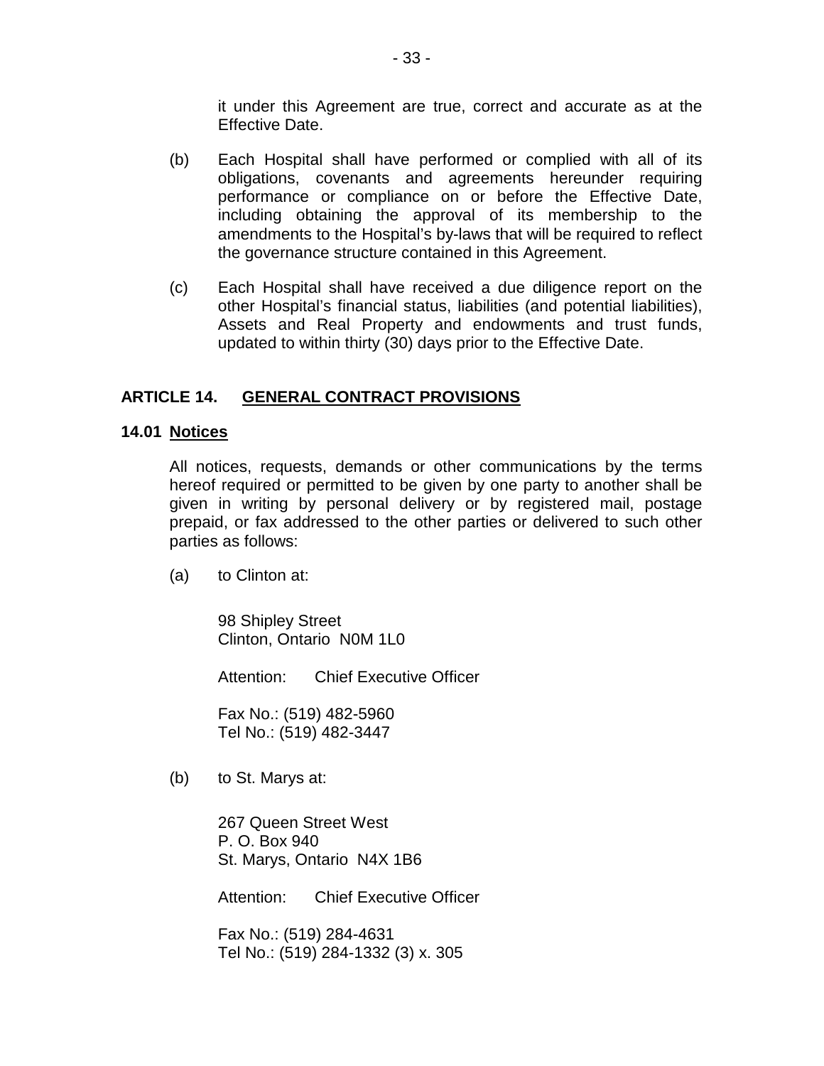it under this Agreement are true, correct and accurate as at the Effective Date.

(b) Each Hospital shall have performed or complied with all of its obligations, covenants and agreements hereunder requiring performance or compliance on or before the Effective Date, including obtaining the approval of its membership to the amendments to the Hospital's by-laws that will be required to reflect the governance structure contained in this Agreement.

(c) Each Hospital shall have received a due diligence report on the other Hospital's financial status, liabilities (and potential liabilities), Assets and Real Property and endowments and trust funds, updated to within thirty (30) days prior to the Effective Date.

## ARTICLE 14. GENERAL CONTRACT PROVISIONS

### 14.01 Notices

All notices, requests, demands or other communications by the terms hereof required or permitted to be given by one party to another shall be given in writing by personal delivery or by registered mail, postage prepaid, or fax addressed to the other parties or delivered to such other parties as follows:

(a) to Clinton at:

98 Shipley Street
Clinton, Ontario N0M 1L0

Attention: Chief Executive Officer

Fax No.: (519) 482-5960
Tel No.: (519) 482-3447

(b) to St. Marys at:

267 Queen Street West
P. O. Box 940
St. Marys, Ontario N4X 1B6

Attention: Chief Executive Officer

Fax No.: (519) 284-4631
Tel No.: (519) 284-1332 (3) x. 305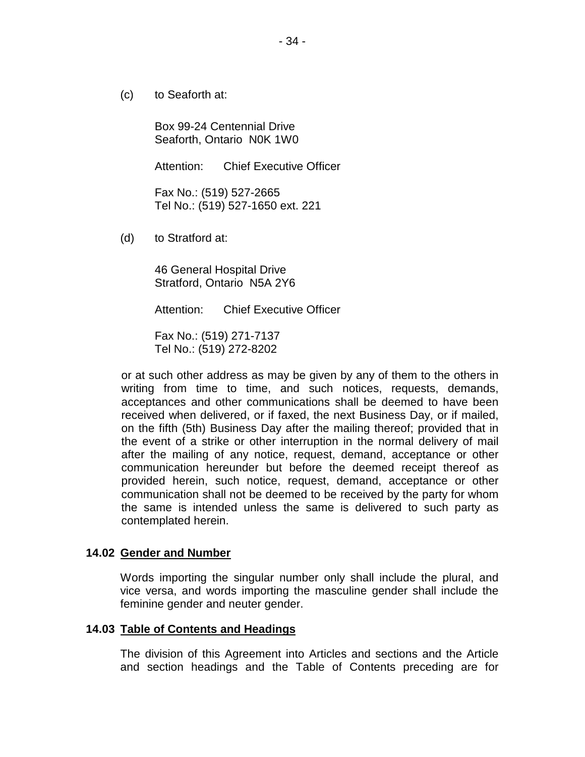(c) to Seaforth at:

Box 99-24 Centennial Drive
Seaforth, Ontario N0K 1W0

Attention: Chief Executive Officer

Fax No.: (519) 527-2665
Tel No.: (519) 527-1650 ext. 221

(d) to Stratford at:

46 General Hospital Drive
Stratford, Ontario N5A 2Y6

Attention: Chief Executive Officer

Fax No.: (519) 271-7137
Tel No.: (519) 272-8202

or at such other address as may be given by any of them to the others in writing from time to time, and such notices, requests, demands, acceptances and other communications shall be deemed to have been received when delivered, or if faxed, the next Business Day, or if mailed, on the fifth (5th) Business Day after the mailing thereof; provided that in the event of a strike or other interruption in the normal delivery of mail after the mailing of any notice, request, demand, acceptance or other communication hereunder but before the deemed receipt thereof as provided herein, such notice, request, demand, acceptance or other communication shall not be deemed to be received by the party for whom the same is intended unless the same is delivered to such party as contemplated herein.

### 14.02 Gender and Number

Words importing the singular number only shall include the plural, and vice versa, and words importing the masculine gender shall include the feminine gender and neuter gender.

### 14.03 Table of Contents and Headings

The division of this Agreement into Articles and sections and the Article and section headings and the Table of Contents preceding are for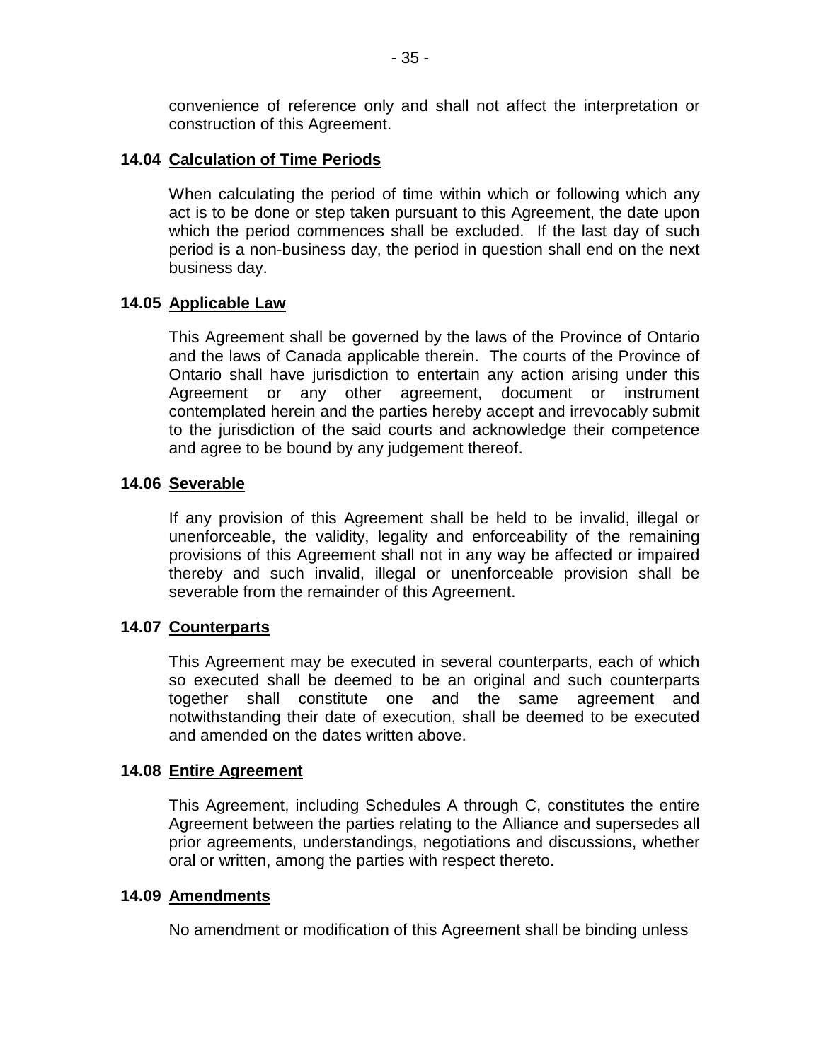convenience of reference only and shall not affect the interpretation or construction of this Agreement.

### 14.04 Calculation of Time Periods

When calculating the period of time within which or following which any act is to be done or step taken pursuant to this Agreement, the date upon which the period commences shall be excluded. If the last day of such period is a non-business day, the period in question shall end on the next business day.

### 14.05 Applicable Law

This Agreement shall be governed by the laws of the Province of Ontario and the laws of Canada applicable therein. The courts of the Province of Ontario shall have jurisdiction to entertain any action arising under this Agreement or any other agreement, document or instrument contemplated herein and the parties hereby accept and irrevocably submit to the jurisdiction of the said courts and acknowledge their competence and agree to be bound by any judgement thereof.

### 14.06 Severable

If any provision of this Agreement shall be held to be invalid, illegal or unenforceable, the validity, legality and enforceability of the remaining provisions of this Agreement shall not in any way be affected or impaired thereby and such invalid, illegal or unenforceable provision shall be severable from the remainder of this Agreement.

### 14.07 Counterparts

This Agreement may be executed in several counterparts, each of which so executed shall be deemed to be an original and such counterparts together shall constitute one and the same agreement and notwithstanding their date of execution, shall be deemed to be executed and amended on the dates written above.

### 14.08 Entire Agreement

This Agreement, including Schedules A through C, constitutes the entire Agreement between the parties relating to the Alliance and supersedes all prior agreements, understandings, negotiations and discussions, whether oral or written, among the parties with respect thereto.

### 14.09 Amendments

No amendment or modification of this Agreement shall be binding unless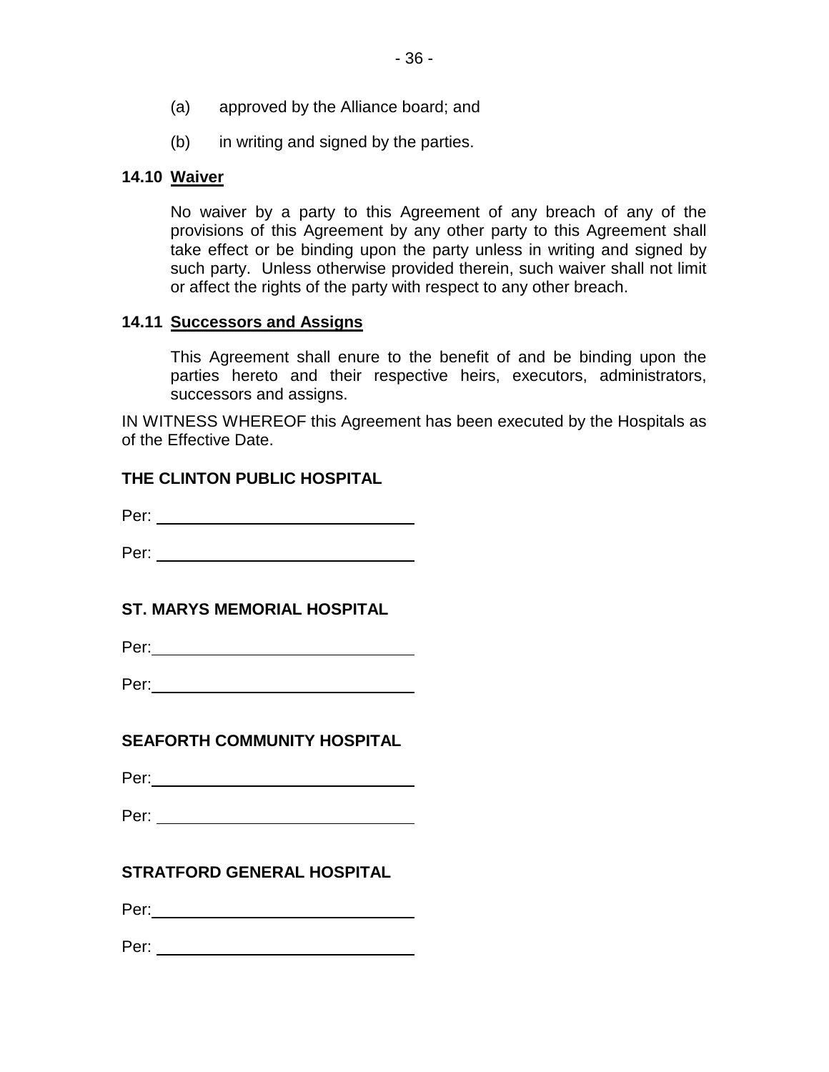(a) approved by the Alliance board; and

(b) in writing and signed by the parties.

**14.10 Waiver**

No waiver by a party to this Agreement of any breach of any of the provisions of this Agreement by any other party to this Agreement shall take effect or be binding upon the party unless in writing and signed by such party. Unless otherwise provided therein, such waiver shall not limit or affect the rights of the party with respect to any other breach.

**14.11 Successors and Assigns**

This Agreement shall enure to the benefit of and be binding upon the parties hereto and their respective heirs, executors, administrators, successors and assigns.

IN WITNESS WHEREOF this Agreement has been executed by the Hospitals as of the Effective Date.

**THE CLINTON PUBLIC HOSPITAL**

Per: ______________________________

Per: ______________________________

**ST. MARYS MEMORIAL HOSPITAL**

Per: ______________________________

Per: ______________________________

**SEAFORTH COMMUNITY HOSPITAL**

Per: ______________________________

Per: ______________________________

**STRATFORD GENERAL HOSPITAL**

Per: ______________________________

Per: ______________________________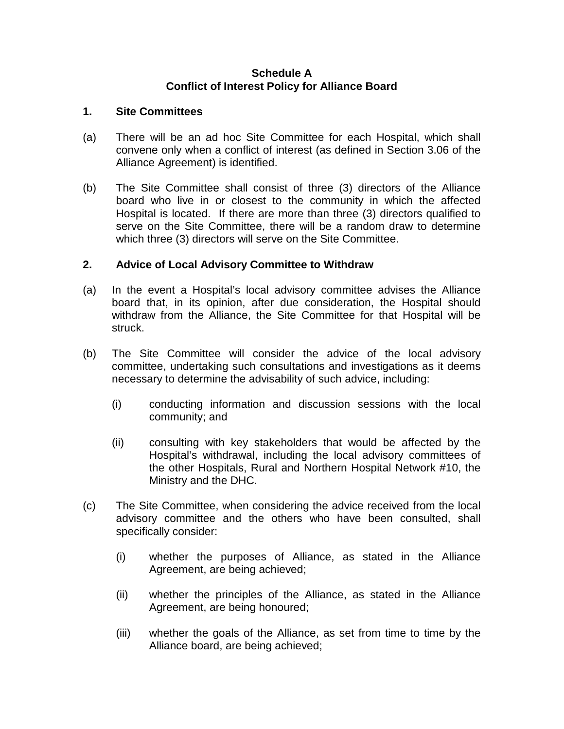**Schedule A**
**Conflict of Interest Policy for Alliance Board**

**1. Site Committees**

(a) There will be an ad hoc Site Committee for each Hospital, which shall convene only when a conflict of interest (as defined in Section 3.06 of the Alliance Agreement) is identified.

(b) The Site Committee shall consist of three (3) directors of the Alliance board who live in or closest to the community in which the affected Hospital is located. If there are more than three (3) directors qualified to serve on the Site Committee, there will be a random draw to determine which three (3) directors will serve on the Site Committee.

**2. Advice of Local Advisory Committee to Withdraw**

(a) In the event a Hospital's local advisory committee advises the Alliance board that, in its opinion, after due consideration, the Hospital should withdraw from the Alliance, the Site Committee for that Hospital will be struck.

(b) The Site Committee will consider the advice of the local advisory committee, undertaking such consultations and investigations as it deems necessary to determine the advisability of such advice, including:

   (i) conducting information and discussion sessions with the local community; and

   (ii) consulting with key stakeholders that would be affected by the Hospital's withdrawal, including the local advisory committees of the other Hospitals, Rural and Northern Hospital Network #10, the Ministry and the DHC.

(c) The Site Committee, when considering the advice received from the local advisory committee and the others who have been consulted, shall specifically consider:

   (i) whether the purposes of Alliance, as stated in the Alliance Agreement, are being achieved;

   (ii) whether the principles of the Alliance, as stated in the Alliance Agreement, are being honoured;

   (iii) whether the goals of the Alliance, as set from time to time by the Alliance board, are being achieved;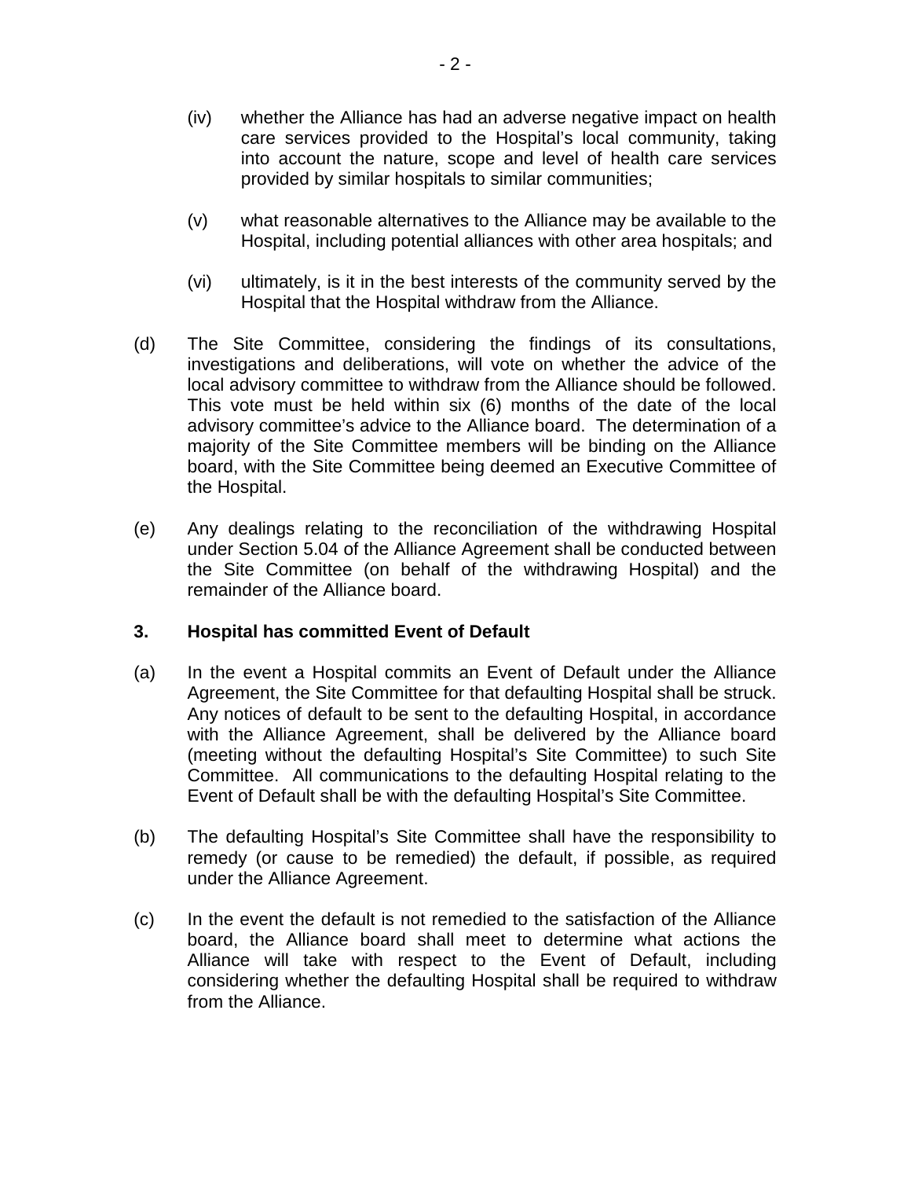(iv) whether the Alliance has had an adverse negative impact on health care services provided to the Hospital's local community, taking into account the nature, scope and level of health care services provided by similar hospitals to similar communities;

(v) what reasonable alternatives to the Alliance may be available to the Hospital, including potential alliances with other area hospitals; and

(vi) ultimately, is it in the best interests of the community served by the Hospital that the Hospital withdraw from the Alliance.

(d) The Site Committee, considering the findings of its consultations, investigations and deliberations, will vote on whether the advice of the local advisory committee to withdraw from the Alliance should be followed. This vote must be held within six (6) months of the date of the local advisory committee's advice to the Alliance board. The determination of a majority of the Site Committee members will be binding on the Alliance board, with the Site Committee being deemed an Executive Committee of the Hospital.

(e) Any dealings relating to the reconciliation of the withdrawing Hospital under Section 5.04 of the Alliance Agreement shall be conducted between the Site Committee (on behalf of the withdrawing Hospital) and the remainder of the Alliance board.

### 3. Hospital has committed Event of Default

(a) In the event a Hospital commits an Event of Default under the Alliance Agreement, the Site Committee for that defaulting Hospital shall be struck. Any notices of default to be sent to the defaulting Hospital, in accordance with the Alliance Agreement, shall be delivered by the Alliance board (meeting without the defaulting Hospital's Site Committee) to such Site Committee. All communications to the defaulting Hospital relating to the Event of Default shall be with the defaulting Hospital's Site Committee.

(b) The defaulting Hospital's Site Committee shall have the responsibility to remedy (or cause to be remedied) the default, if possible, as required under the Alliance Agreement.

(c) In the event the default is not remedied to the satisfaction of the Alliance board, the Alliance board shall meet to determine what actions the Alliance will take with respect to the Event of Default, including considering whether the defaulting Hospital shall be required to withdraw from the Alliance.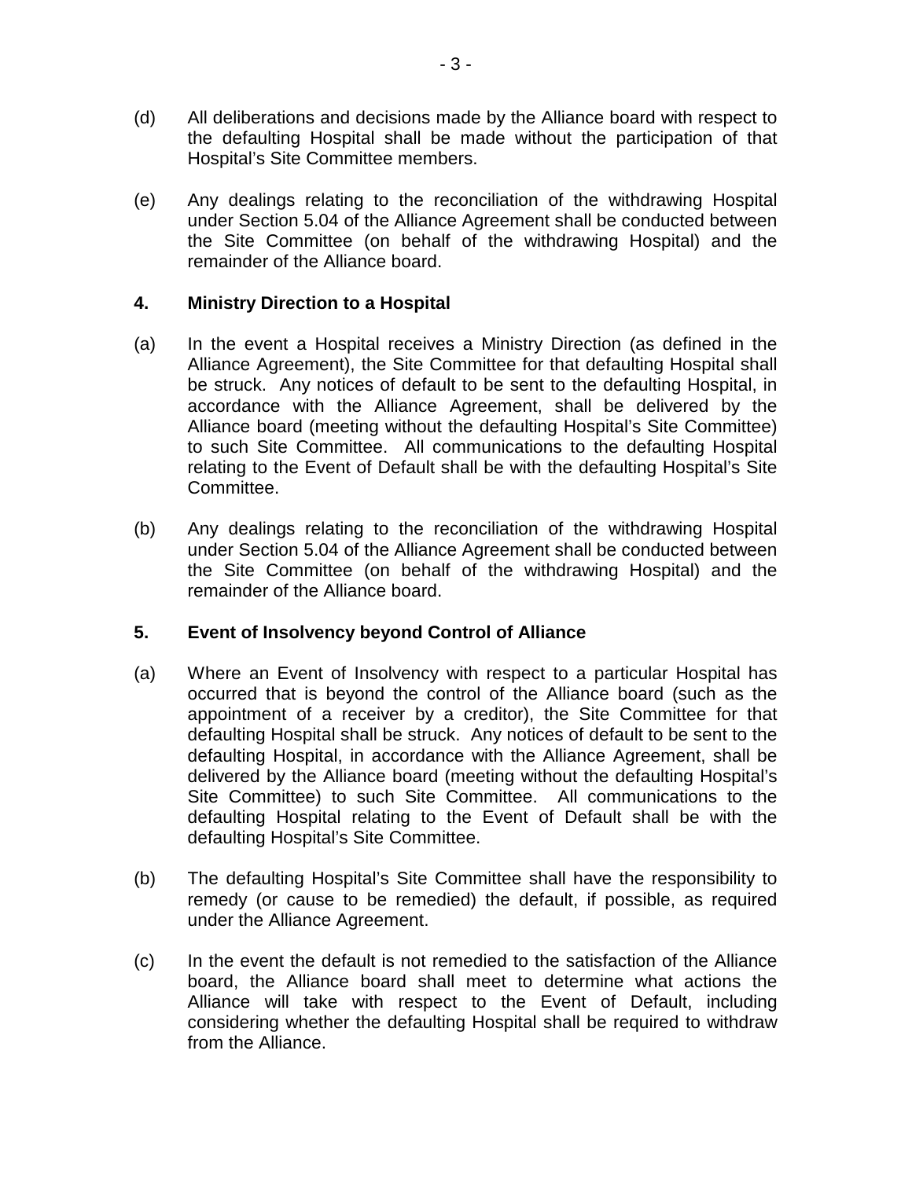(d) All deliberations and decisions made by the Alliance board with respect to the defaulting Hospital shall be made without the participation of that Hospital's Site Committee members.

(e) Any dealings relating to the reconciliation of the withdrawing Hospital under Section 5.04 of the Alliance Agreement shall be conducted between the Site Committee (on behalf of the withdrawing Hospital) and the remainder of the Alliance board.

### 4. Ministry Direction to a Hospital

(a) In the event a Hospital receives a Ministry Direction (as defined in the Alliance Agreement), the Site Committee for that defaulting Hospital shall be struck. Any notices of default to be sent to the defaulting Hospital, in accordance with the Alliance Agreement, shall be delivered by the Alliance board (meeting without the defaulting Hospital's Site Committee) to such Site Committee. All communications to the defaulting Hospital relating to the Event of Default shall be with the defaulting Hospital's Site Committee.

(b) Any dealings relating to the reconciliation of the withdrawing Hospital under Section 5.04 of the Alliance Agreement shall be conducted between the Site Committee (on behalf of the withdrawing Hospital) and the remainder of the Alliance board.

### 5. Event of Insolvency beyond Control of Alliance

(a) Where an Event of Insolvency with respect to a particular Hospital has occurred that is beyond the control of the Alliance board (such as the appointment of a receiver by a creditor), the Site Committee for that defaulting Hospital shall be struck. Any notices of default to be sent to the defaulting Hospital, in accordance with the Alliance Agreement, shall be delivered by the Alliance board (meeting without the defaulting Hospital's Site Committee) to such Site Committee. All communications to the defaulting Hospital relating to the Event of Default shall be with the defaulting Hospital's Site Committee.

(b) The defaulting Hospital's Site Committee shall have the responsibility to remedy (or cause to be remedied) the default, if possible, as required under the Alliance Agreement.

(c) In the event the default is not remedied to the satisfaction of the Alliance board, the Alliance board shall meet to determine what actions the Alliance will take with respect to the Event of Default, including considering whether the defaulting Hospital shall be required to withdraw from the Alliance.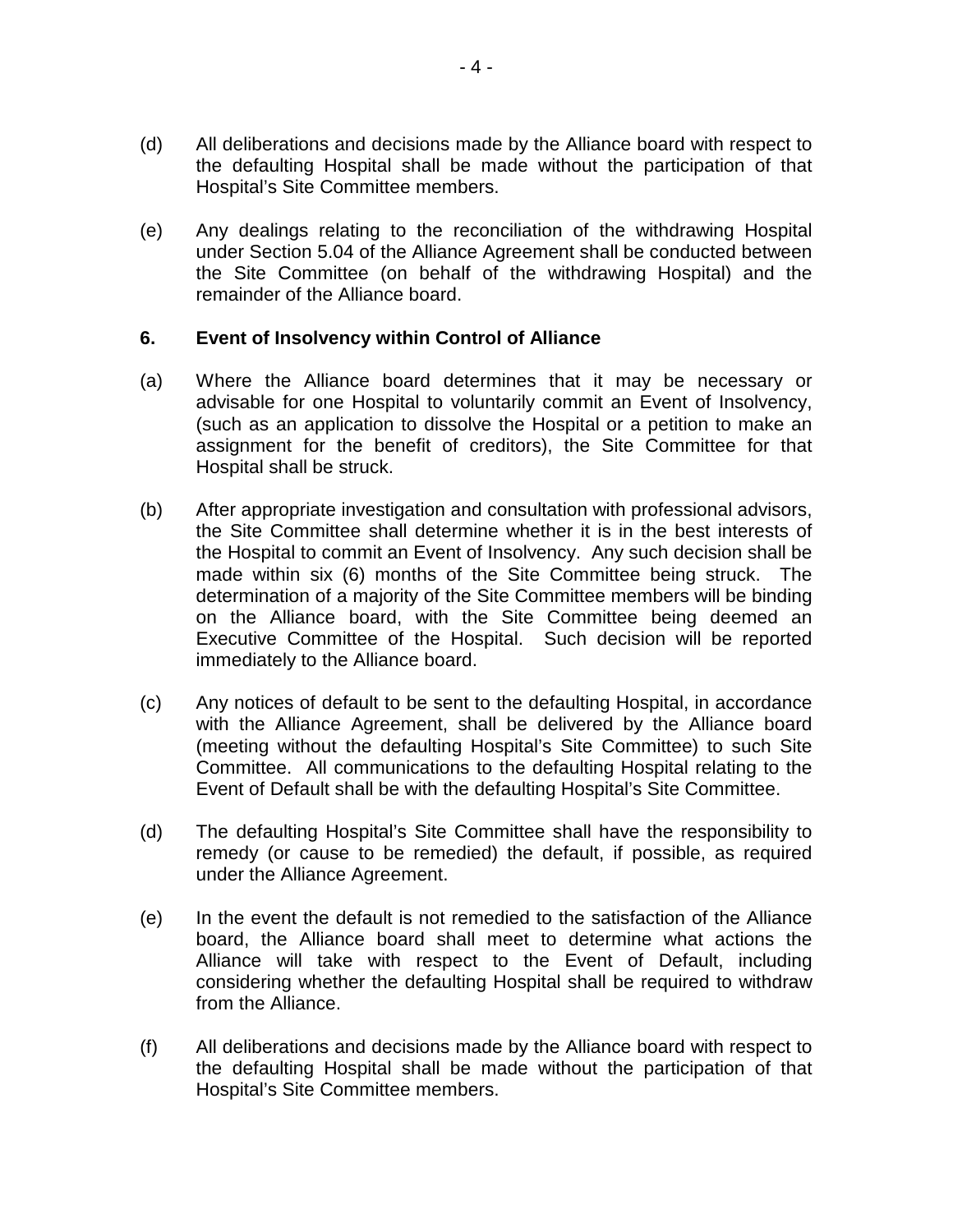(d) All deliberations and decisions made by the Alliance board with respect to the defaulting Hospital shall be made without the participation of that Hospital's Site Committee members.

(e) Any dealings relating to the reconciliation of the withdrawing Hospital under Section 5.04 of the Alliance Agreement shall be conducted between the Site Committee (on behalf of the withdrawing Hospital) and the remainder of the Alliance board.

### 6. Event of Insolvency within Control of Alliance

(a) Where the Alliance board determines that it may be necessary or advisable for one Hospital to voluntarily commit an Event of Insolvency, (such as an application to dissolve the Hospital or a petition to make an assignment for the benefit of creditors), the Site Committee for that Hospital shall be struck.

(b) After appropriate investigation and consultation with professional advisors, the Site Committee shall determine whether it is in the best interests of the Hospital to commit an Event of Insolvency. Any such decision shall be made within six (6) months of the Site Committee being struck. The determination of a majority of the Site Committee members will be binding on the Alliance board, with the Site Committee being deemed an Executive Committee of the Hospital. Such decision will be reported immediately to the Alliance board.

(c) Any notices of default to be sent to the defaulting Hospital, in accordance with the Alliance Agreement, shall be delivered by the Alliance board (meeting without the defaulting Hospital's Site Committee) to such Site Committee. All communications to the defaulting Hospital relating to the Event of Default shall be with the defaulting Hospital's Site Committee.

(d) The defaulting Hospital's Site Committee shall have the responsibility to remedy (or cause to be remedied) the default, if possible, as required under the Alliance Agreement.

(e) In the event the default is not remedied to the satisfaction of the Alliance board, the Alliance board shall meet to determine what actions the Alliance will take with respect to the Event of Default, including considering whether the defaulting Hospital shall be required to withdraw from the Alliance.

(f) All deliberations and decisions made by the Alliance board with respect to the defaulting Hospital shall be made without the participation of that Hospital's Site Committee members.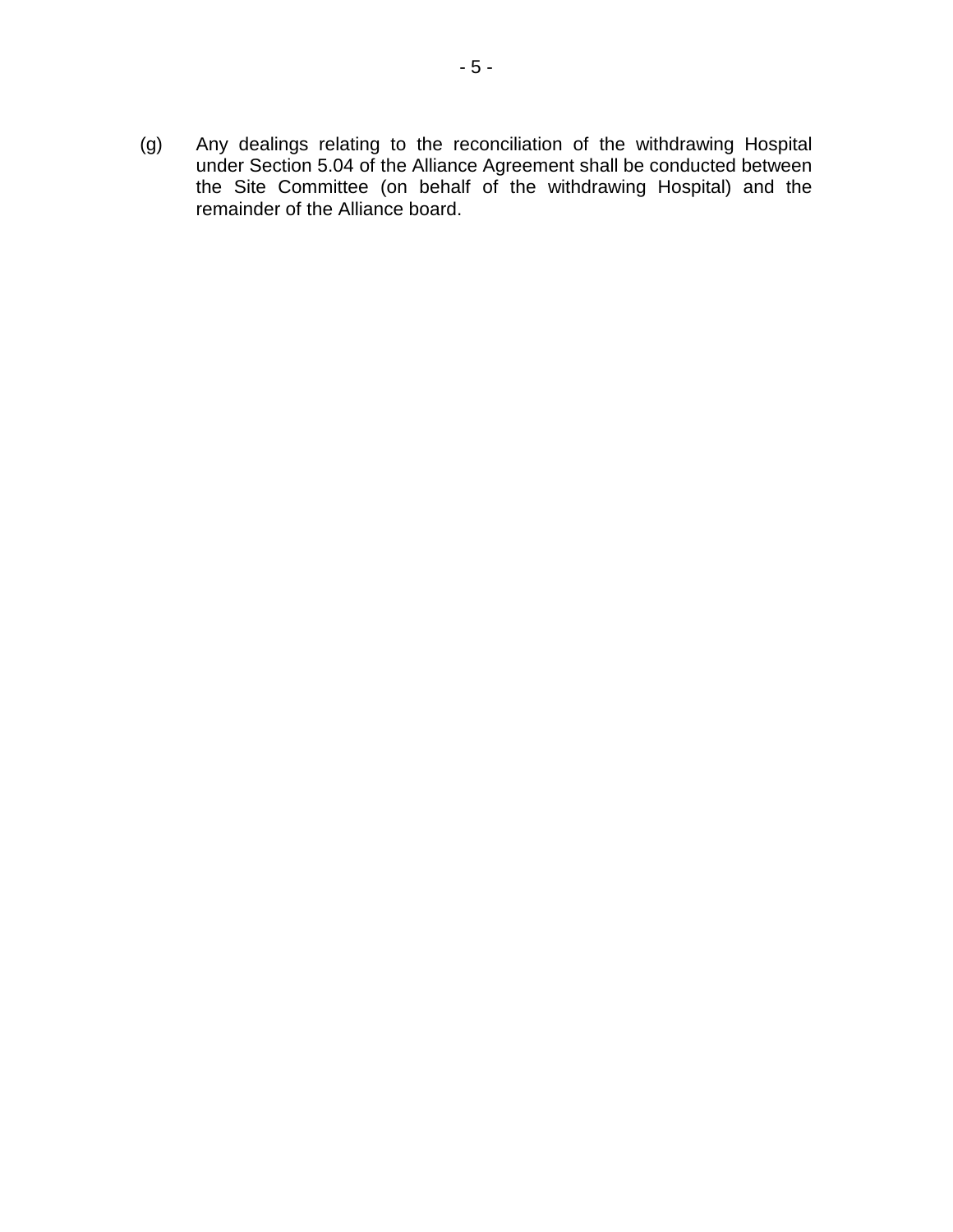(g) Any dealings relating to the reconciliation of the withdrawing Hospital under Section 5.04 of the Alliance Agreement shall be conducted between the Site Committee (on behalf of the withdrawing Hospital) and the remainder of the Alliance board.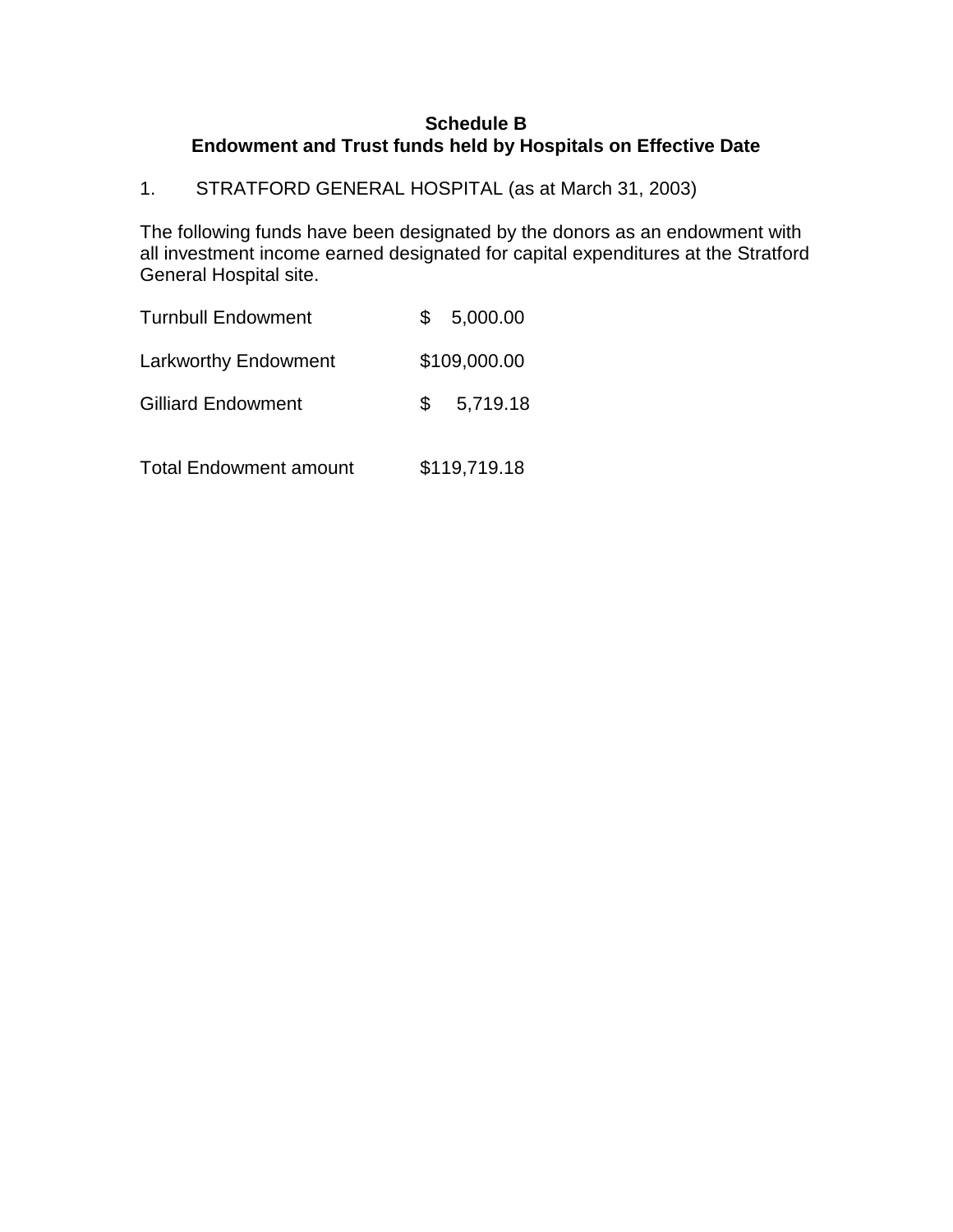**Schedule B**
**Endowment and Trust funds held by Hospitals on Effective Date**

1. STRATFORD GENERAL HOSPITAL (as at March 31, 2003)

The following funds have been designated by the donors as an endowment with all investment income earned designated for capital expenditures at the Stratford General Hospital site.

| | |
|---|---|
| Turnbull Endowment | $ 5,000.00 |
| Larkworthy Endowment | $109,000.00 |
| Gilliard Endowment | $ 5,719.18 |
| Total Endowment amount | $119,719.18 |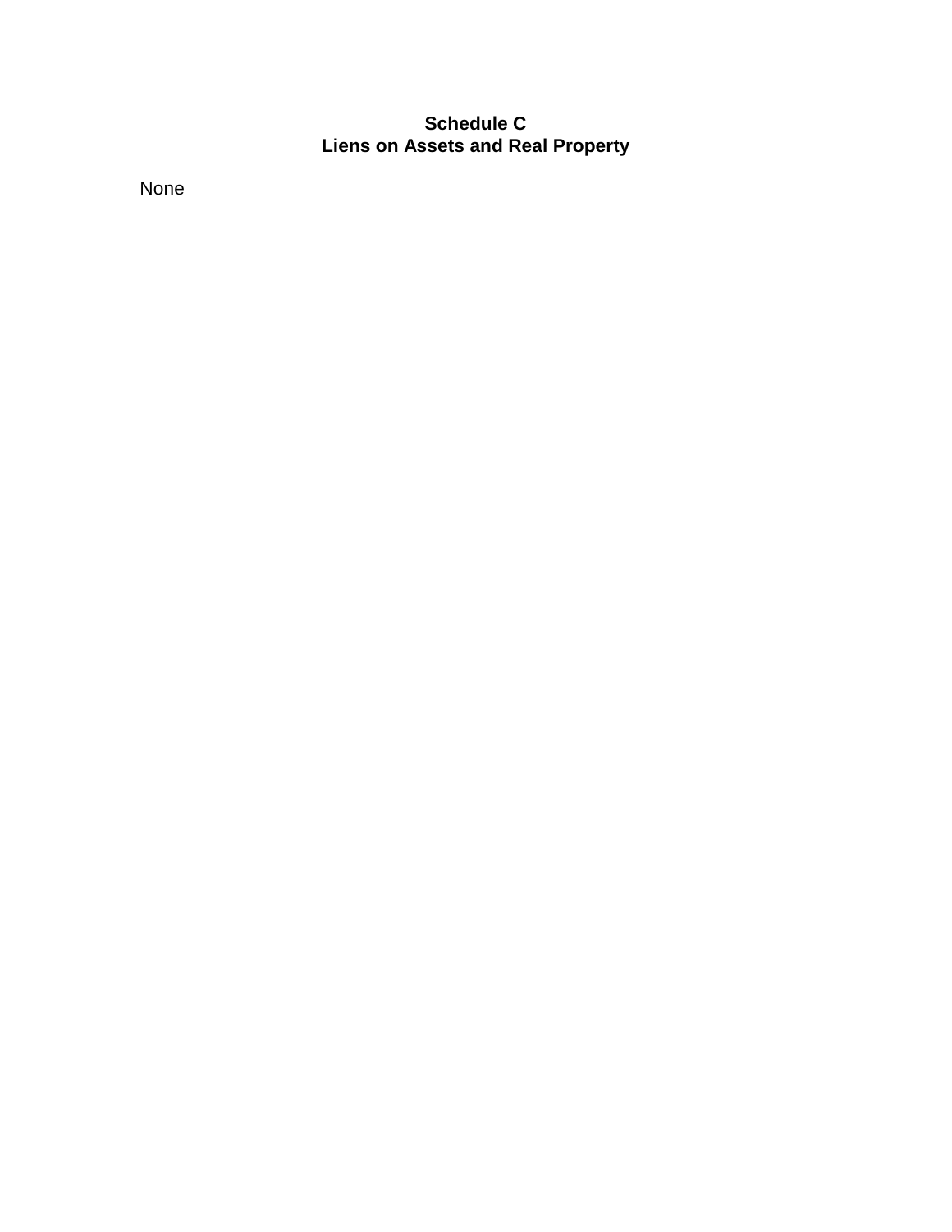# Schedule C
# Liens on Assets and Real Property

None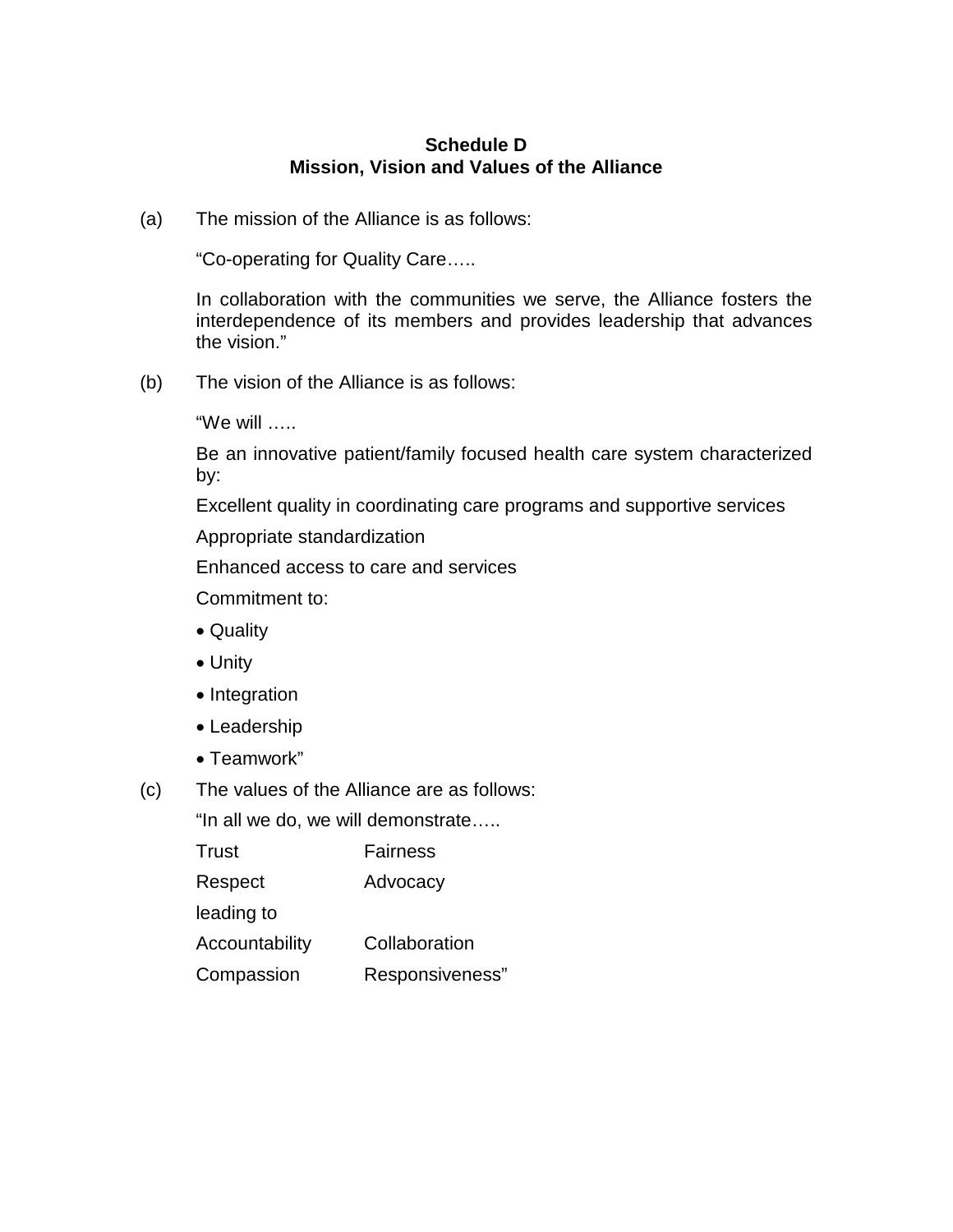**Schedule D**
**Mission, Vision and Values of the Alliance**

(a) The mission of the Alliance is as follows:

"Co-operating for Quality Care…..

In collaboration with the communities we serve, the Alliance fosters the interdependence of its members and provides leadership that advances the vision."

(b) The vision of the Alliance is as follows:

"We will …..

Be an innovative patient/family focused health care system characterized by:

Excellent quality in coordinating care programs and supportive services

Appropriate standardization

Enhanced access to care and services

Commitment to:

- Quality
- Unity
- Integration
- Leadership
- Teamwork"

(c) The values of the Alliance are as follows:

"In all we do, we will demonstrate…..

| | |
|---|---|
| Trust | Fairness |
| Respect | Advocacy |
| leading to | |
| Accountability | Collaboration |
| Compassion | Responsiveness" |